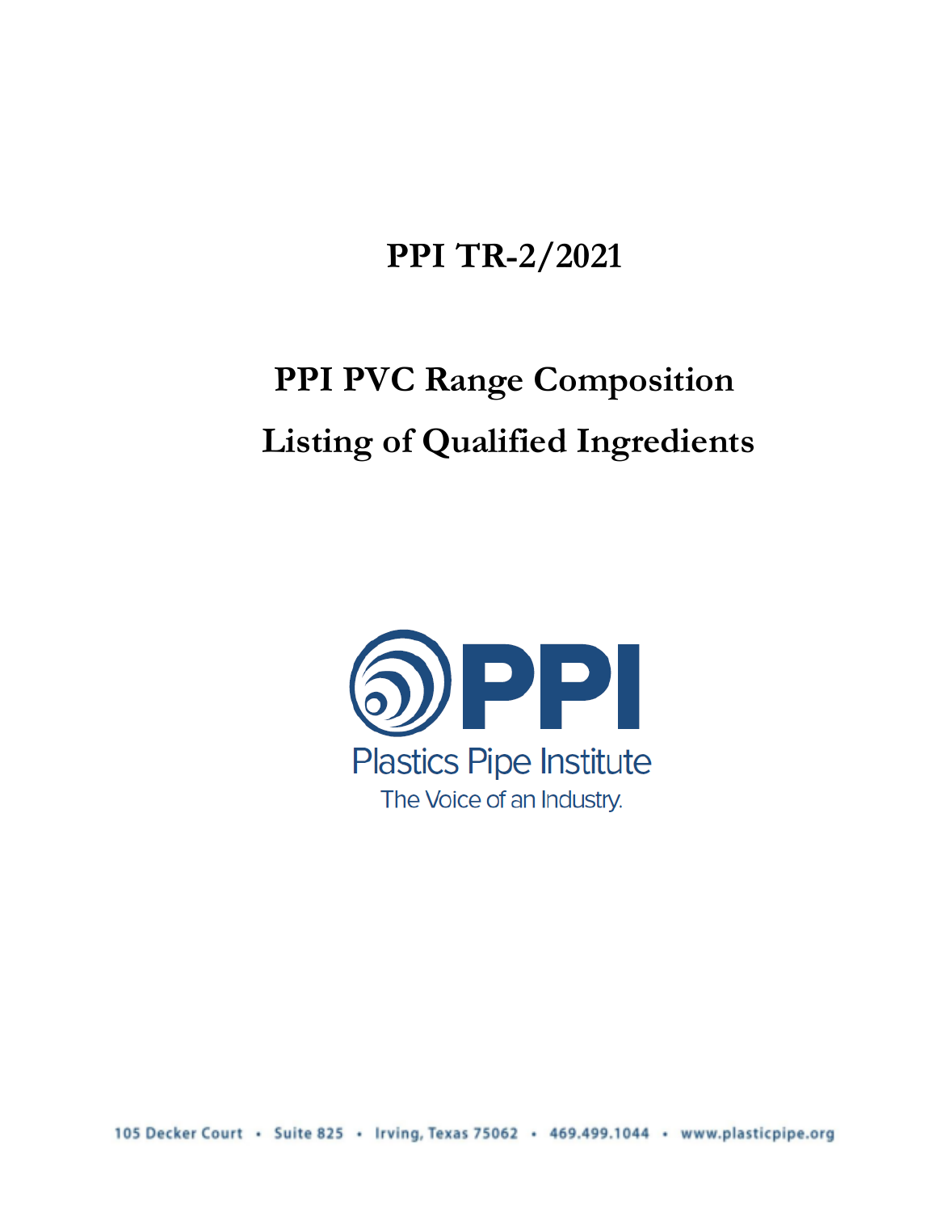# PPI TR-2/2021

## PPI PVC Range Composition

## Listing of Qualified Ingredients

Plastics Pipe Institute

The Voice of an Industry.

105 Decker Court • Suite 825 • Irving, Texas 75062 • 469.499.1044 • www.plasticpipe.org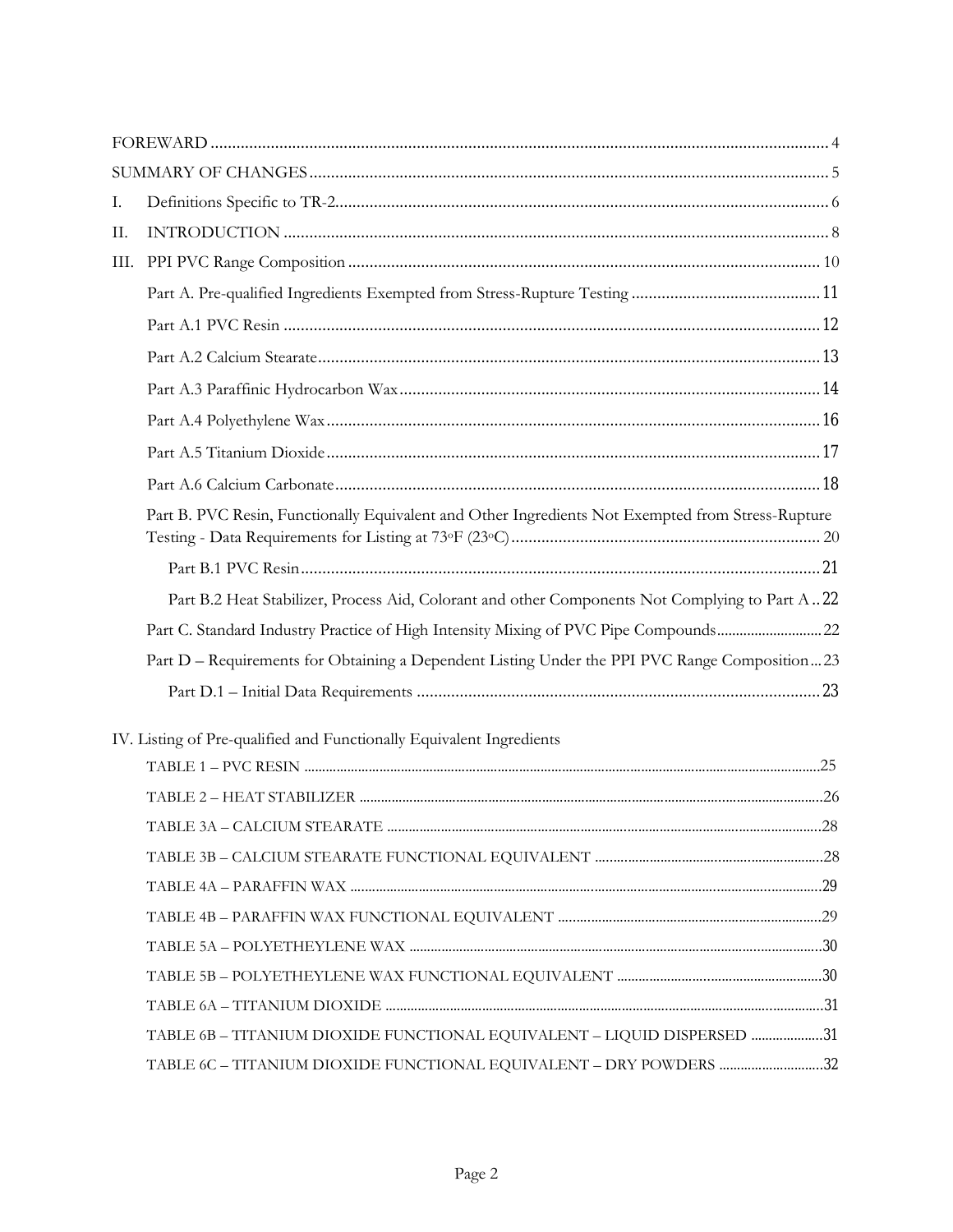FOREWARD ..... 4

SUMMARY OF CHANGES ..... 5

I. Definitions Specific to TR-2 ..... 6

II. INTRODUCTION ..... 8

III. PPI PVC Range Composition ..... 10

- Part A. Pre-qualified Ingredients Exempted from Stress-Rupture Testing ..... 11
- Part A.1 PVC Resin ..... 12
- Part A.2 Calcium Stearate ..... 13
- Part A.3 Paraffinic Hydrocarbon Wax ..... 14
- Part A.4 Polyethylene Wax ..... 16
- Part A.5 Titanium Dioxide ..... 17
- Part A.6 Calcium Carbonate ..... 18
- Part B. PVC Resin, Functionally Equivalent and Other Ingredients Not Exempted from Stress-Rupture Testing - Data Requirements for Listing at 73°F (23°C) ..... 20
  - Part B.1 PVC Resin ..... 21
  - Part B.2 Heat Stabilizer, Process Aid, Colorant and other Components Not Complying to Part A ..... 22
- Part C. Standard Industry Practice of High Intensity Mixing of PVC Pipe Compounds ..... 22
- Part D – Requirements for Obtaining a Dependent Listing Under the PPI PVC Range Composition ..... 23
  - Part D.1 – Initial Data Requirements ..... 23

IV. Listing of Pre-qualified and Functionally Equivalent Ingredients

- TABLE 1 – PVC RESIN ..... 25
- TABLE 2 – HEAT STABILIZER ..... 26
- TABLE 3A – CALCIUM STEARATE ..... 28
- TABLE 3B – CALCIUM STEARATE FUNCTIONAL EQUIVALENT ..... 28
- TABLE 4A – PARAFFIN WAX ..... 29
- TABLE 4B – PARAFFIN WAX FUNCTIONAL EQUIVALENT ..... 29
- TABLE 5A – POLYETHEYLENE WAX ..... 30
- TABLE 5B – POLYETHEYLENE WAX FUNCTIONAL EQUIVALENT ..... 30
- TABLE 6A – TITANIUM DIOXIDE ..... 31
- TABLE 6B – TITANIUM DIOXIDE FUNCTIONAL EQUIVALENT – LIQUID DISPERSED ..... 31
- TABLE 6C – TITANIUM DIOXIDE FUNCTIONAL EQUIVALENT – DRY POWDERS ..... 32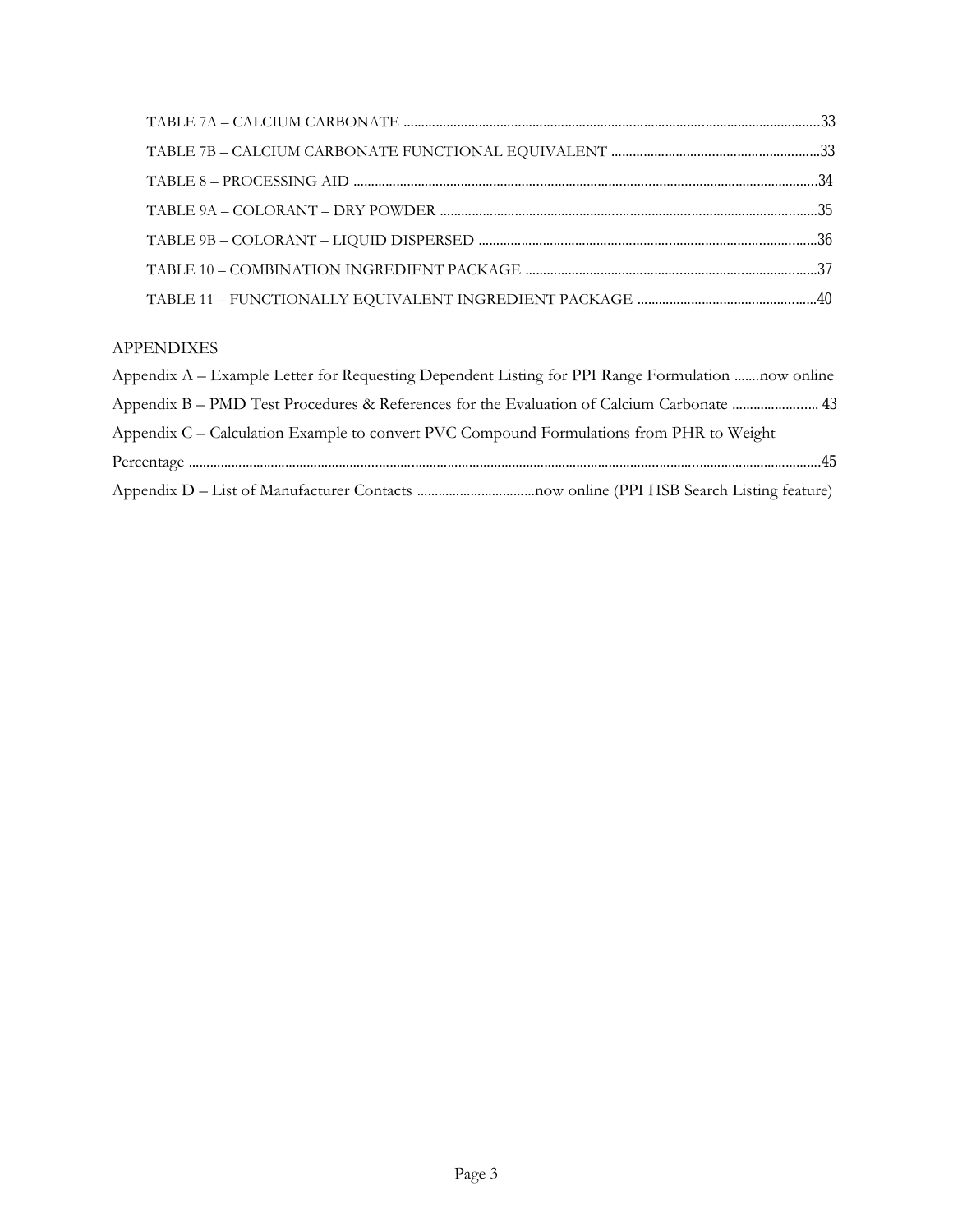TABLE 7A – CALCIUM CARBONATE ....................................................................................................................33

TABLE 7B – CALCIUM CARBONATE FUNCTIONAL EQUIVALENT ...........................................................33

TABLE 8 – PROCESSING AID ..................................................................................................................................34

TABLE 9A – COLORANT – DRY POWDER ........................................................................................................35

TABLE 9B – COLORANT – LIQUID DISPERSED ..............................................................................................36

TABLE 10 – COMBINATION INGREDIENT PACKAGE ..................................................................................37

TABLE 11 – FUNCTIONALLY EQUIVALENT INGREDIENT PACKAGE ...................................................40

APPENDIXES

Appendix A – Example Letter for Requesting Dependent Listing for PPI Range Formulation .......now online

Appendix B – PMD Test Procedures & References for the Evaluation of Calcium Carbonate ....................... 43

Appendix C – Calculation Example to convert PVC Compound Formulations from PHR to Weight Percentage .........................................................................................................................................................45

Appendix D – List of Manufacturer Contacts .................................now online (PPI HSB Search Listing feature)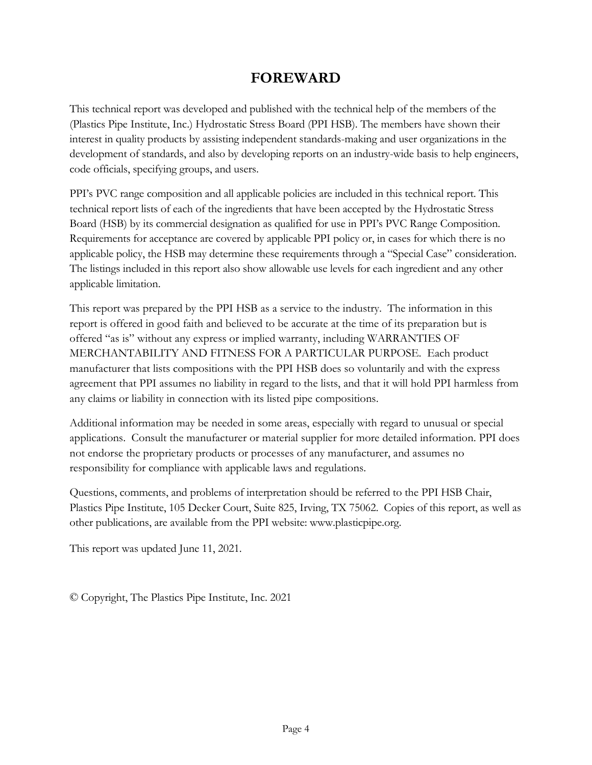# FOREWARD

This technical report was developed and published with the technical help of the members of the (Plastics Pipe Institute, Inc.) Hydrostatic Stress Board (PPI HSB). The members have shown their interest in quality products by assisting independent standards-making and user organizations in the development of standards, and also by developing reports on an industry-wide basis to help engineers, code officials, specifying groups, and users.

PPI's PVC range composition and all applicable policies are included in this technical report. This technical report lists of each of the ingredients that have been accepted by the Hydrostatic Stress Board (HSB) by its commercial designation as qualified for use in PPI's PVC Range Composition. Requirements for acceptance are covered by applicable PPI policy or, in cases for which there is no applicable policy, the HSB may determine these requirements through a "Special Case" consideration. The listings included in this report also show allowable use levels for each ingredient and any other applicable limitation.

This report was prepared by the PPI HSB as a service to the industry. The information in this report is offered in good faith and believed to be accurate at the time of its preparation but is offered "as is" without any express or implied warranty, including WARRANTIES OF MERCHANTABILITY AND FITNESS FOR A PARTICULAR PURPOSE. Each product manufacturer that lists compositions with the PPI HSB does so voluntarily and with the express agreement that PPI assumes no liability in regard to the lists, and that it will hold PPI harmless from any claims or liability in connection with its listed pipe compositions.

Additional information may be needed in some areas, especially with regard to unusual or special applications. Consult the manufacturer or material supplier for more detailed information. PPI does not endorse the proprietary products or processes of any manufacturer, and assumes no responsibility for compliance with applicable laws and regulations.

Questions, comments, and problems of interpretation should be referred to the PPI HSB Chair, Plastics Pipe Institute, 105 Decker Court, Suite 825, Irving, TX 75062. Copies of this report, as well as other publications, are available from the PPI website: www.plasticpipe.org.

This report was updated June 11, 2021.

© Copyright, The Plastics Pipe Institute, Inc. 2021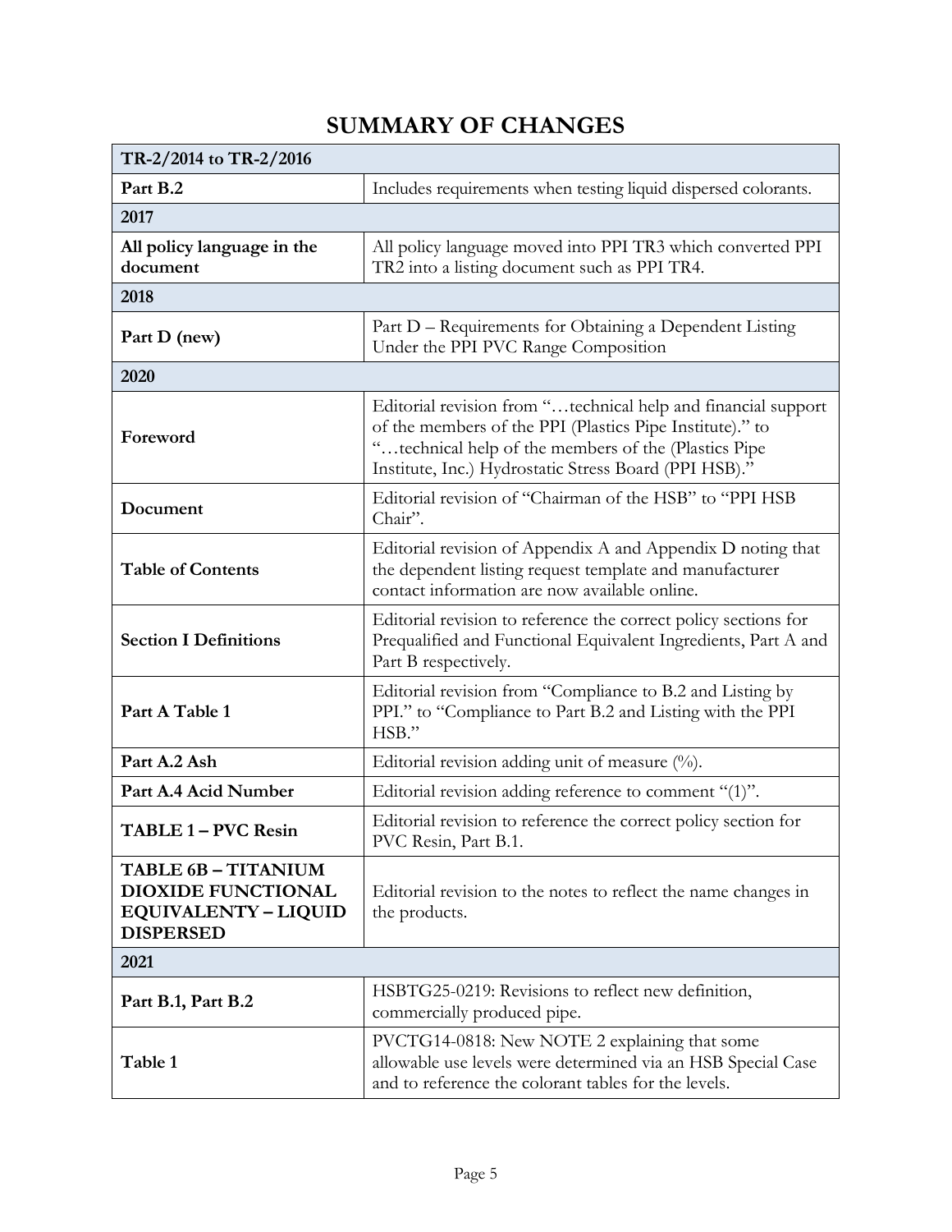# SUMMARY OF CHANGES

| TR-2/2014 to TR-2/2016 | |
|---|---|
| **Part B.2** | Includes requirements when testing liquid dispersed colorants. |
| **2017** | |
| **All policy language in the document** | All policy language moved into PPI TR3 which converted PPI TR2 into a listing document such as PPI TR4. |
| **2018** | |
| **Part D (new)** | Part D – Requirements for Obtaining a Dependent Listing Under the PPI PVC Range Composition |
| **2020** | |
| **Foreword** | Editorial revision from "…technical help and financial support of the members of the PPI (Plastics Pipe Institute)." to "…technical help of the members of the (Plastics Pipe Institute, Inc.) Hydrostatic Stress Board (PPI HSB)." |
| **Document** | Editorial revision of "Chairman of the HSB" to "PPI HSB Chair". |
| **Table of Contents** | Editorial revision of Appendix A and Appendix D noting that the dependent listing request template and manufacturer contact information are now available online. |
| **Section I Definitions** | Editorial revision to reference the correct policy sections for Prequalified and Functional Equivalent Ingredients, Part A and Part B respectively. |
| **Part A Table 1** | Editorial revision from "Compliance to B.2 and Listing by PPI." to "Compliance to Part B.2 and Listing with the PPI HSB." |
| **Part A.2 Ash** | Editorial revision adding unit of measure (%). |
| **Part A.4 Acid Number** | Editorial revision adding reference to comment "(1)". |
| **TABLE 1 – PVC Resin** | Editorial revision to reference the correct policy section for PVC Resin, Part B.1. |
| **TABLE 6B – TITANIUM DIOXIDE FUNCTIONAL EQUIVALENTY – LIQUID DISPERSED** | Editorial revision to the notes to reflect the name changes in the products. |
| **2021** | |
| **Part B.1, Part B.2** | HSBTG25-0219: Revisions to reflect new definition, commercially produced pipe. |
| **Table 1** | PVCTG14-0818: New NOTE 2 explaining that some allowable use levels were determined via an HSB Special Case and to reference the colorant tables for the levels. |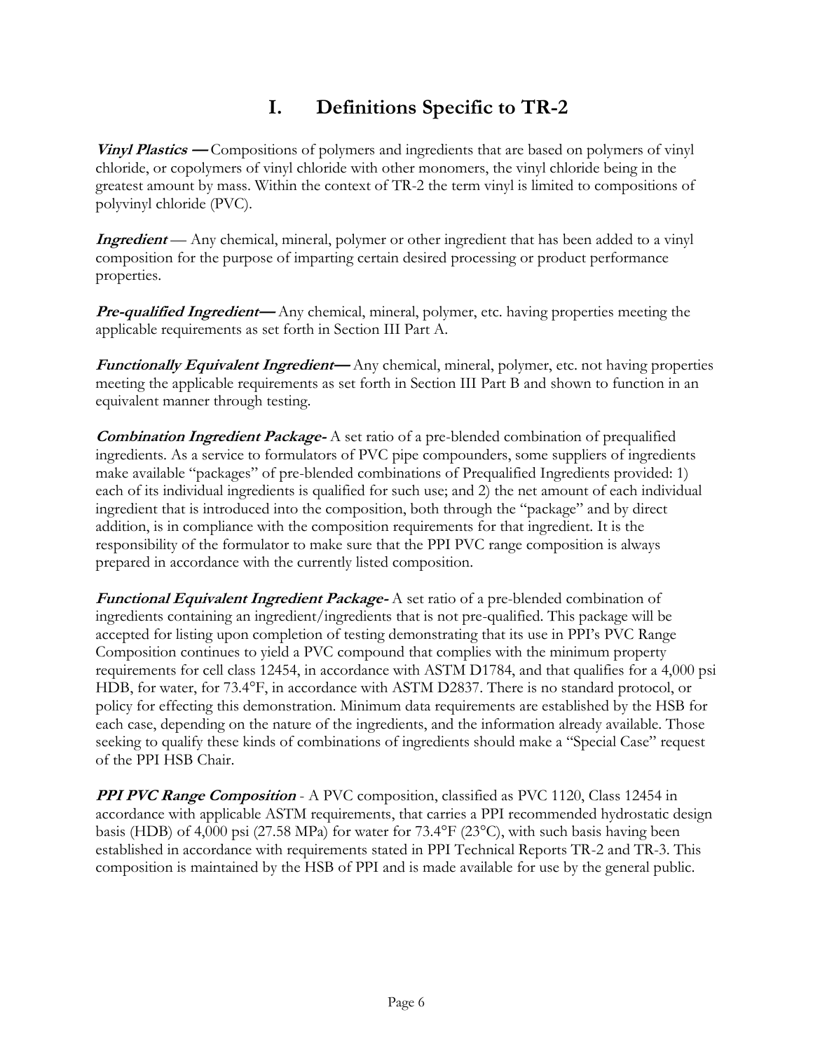# I. Definitions Specific to TR-2

***Vinyl Plastics —*** Compositions of polymers and ingredients that are based on polymers of vinyl chloride, or copolymers of vinyl chloride with other monomers, the vinyl chloride being in the greatest amount by mass. Within the context of TR-2 the term vinyl is limited to compositions of polyvinyl chloride (PVC).

***Ingredient*** — Any chemical, mineral, polymer or other ingredient that has been added to a vinyl composition for the purpose of imparting certain desired processing or product performance properties.

***Pre-qualified Ingredient—*** Any chemical, mineral, polymer, etc. having properties meeting the applicable requirements as set forth in Section III Part A.

***Functionally Equivalent Ingredient—*** Any chemical, mineral, polymer, etc. not having properties meeting the applicable requirements as set forth in Section III Part B and shown to function in an equivalent manner through testing.

***Combination Ingredient Package-*** A set ratio of a pre-blended combination of prequalified ingredients. As a service to formulators of PVC pipe compounders, some suppliers of ingredients make available "packages" of pre-blended combinations of Prequalified Ingredients provided: 1) each of its individual ingredients is qualified for such use; and 2) the net amount of each individual ingredient that is introduced into the composition, both through the "package" and by direct addition, is in compliance with the composition requirements for that ingredient. It is the responsibility of the formulator to make sure that the PPI PVC range composition is always prepared in accordance with the currently listed composition.

***Functional Equivalent Ingredient Package-*** A set ratio of a pre-blended combination of ingredients containing an ingredient/ingredients that is not pre-qualified. This package will be accepted for listing upon completion of testing demonstrating that its use in PPI's PVC Range Composition continues to yield a PVC compound that complies with the minimum property requirements for cell class 12454, in accordance with ASTM D1784, and that qualifies for a 4,000 psi HDB, for water, for 73.4°F, in accordance with ASTM D2837. There is no standard protocol, or policy for effecting this demonstration. Minimum data requirements are established by the HSB for each case, depending on the nature of the ingredients, and the information already available. Those seeking to qualify these kinds of combinations of ingredients should make a "Special Case" request of the PPI HSB Chair.

***PPI PVC Range Composition*** - A PVC composition, classified as PVC 1120, Class 12454 in accordance with applicable ASTM requirements, that carries a PPI recommended hydrostatic design basis (HDB) of 4,000 psi (27.58 MPa) for water for 73.4°F (23°C), with such basis having been established in accordance with requirements stated in PPI Technical Reports TR-2 and TR-3. This composition is maintained by the HSB of PPI and is made available for use by the general public.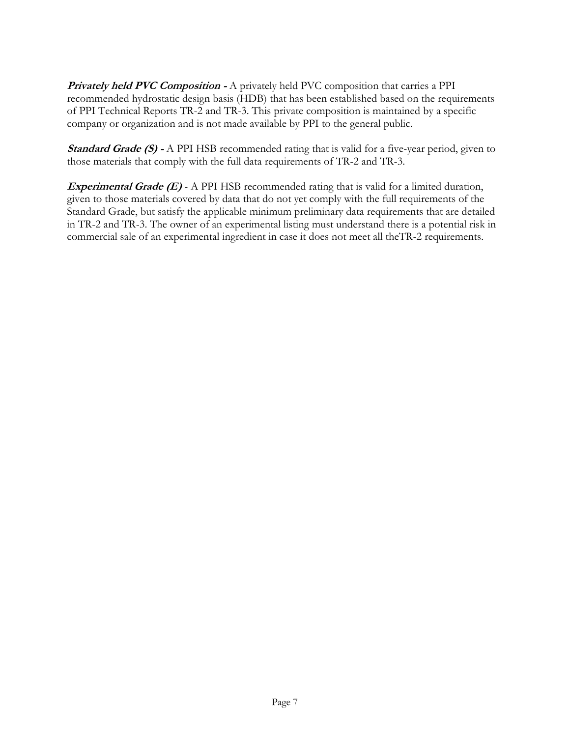***Privately held PVC Composition -*** A privately held PVC composition that carries a PPI recommended hydrostatic design basis (HDB) that has been established based on the requirements of PPI Technical Reports TR-2 and TR-3. This private composition is maintained by a specific company or organization and is not made available by PPI to the general public.

***Standard Grade (S) -*** A PPI HSB recommended rating that is valid for a five-year period, given to those materials that comply with the full data requirements of TR-2 and TR-3.

***Experimental Grade (E)*** - A PPI HSB recommended rating that is valid for a limited duration, given to those materials covered by data that do not yet comply with the full requirements of the Standard Grade, but satisfy the applicable minimum preliminary data requirements that are detailed in TR-2 and TR-3. The owner of an experimental listing must understand there is a potential risk in commercial sale of an experimental ingredient in case it does not meet all theTR-2 requirements.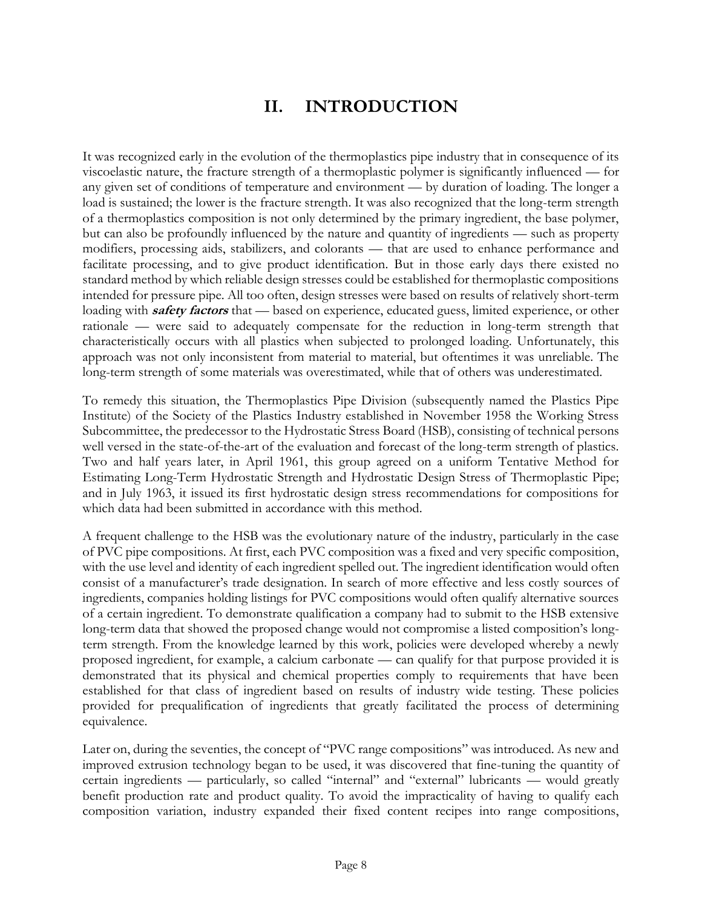# II. INTRODUCTION

It was recognized early in the evolution of the thermoplastics pipe industry that in consequence of its viscoelastic nature, the fracture strength of a thermoplastic polymer is significantly influenced — for any given set of conditions of temperature and environment — by duration of loading. The longer a load is sustained; the lower is the fracture strength. It was also recognized that the long-term strength of a thermoplastics composition is not only determined by the primary ingredient, the base polymer, but can also be profoundly influenced by the nature and quantity of ingredients — such as property modifiers, processing aids, stabilizers, and colorants — that are used to enhance performance and facilitate processing, and to give product identification. But in those early days there existed no standard method by which reliable design stresses could be established for thermoplastic compositions intended for pressure pipe. All too often, design stresses were based on results of relatively short-term loading with ***safety factors*** that — based on experience, educated guess, limited experience, or other rationale — were said to adequately compensate for the reduction in long-term strength that characteristically occurs with all plastics when subjected to prolonged loading. Unfortunately, this approach was not only inconsistent from material to material, but oftentimes it was unreliable. The long-term strength of some materials was overestimated, while that of others was underestimated.

To remedy this situation, the Thermoplastics Pipe Division (subsequently named the Plastics Pipe Institute) of the Society of the Plastics Industry established in November 1958 the Working Stress Subcommittee, the predecessor to the Hydrostatic Stress Board (HSB), consisting of technical persons well versed in the state-of-the-art of the evaluation and forecast of the long-term strength of plastics. Two and half years later, in April 1961, this group agreed on a uniform Tentative Method for Estimating Long-Term Hydrostatic Strength and Hydrostatic Design Stress of Thermoplastic Pipe; and in July 1963, it issued its first hydrostatic design stress recommendations for compositions for which data had been submitted in accordance with this method.

A frequent challenge to the HSB was the evolutionary nature of the industry, particularly in the case of PVC pipe compositions. At first, each PVC composition was a fixed and very specific composition, with the use level and identity of each ingredient spelled out. The ingredient identification would often consist of a manufacturer's trade designation. In search of more effective and less costly sources of ingredients, companies holding listings for PVC compositions would often qualify alternative sources of a certain ingredient. To demonstrate qualification a company had to submit to the HSB extensive long-term data that showed the proposed change would not compromise a listed composition's long-term strength. From the knowledge learned by this work, policies were developed whereby a newly proposed ingredient, for example, a calcium carbonate — can qualify for that purpose provided it is demonstrated that its physical and chemical properties comply to requirements that have been established for that class of ingredient based on results of industry wide testing. These policies provided for prequalification of ingredients that greatly facilitated the process of determining equivalence.

Later on, during the seventies, the concept of "PVC range compositions" was introduced. As new and improved extrusion technology began to be used, it was discovered that fine-tuning the quantity of certain ingredients — particularly, so called "internal" and "external" lubricants — would greatly benefit production rate and product quality. To avoid the impracticality of having to qualify each composition variation, industry expanded their fixed content recipes into range compositions,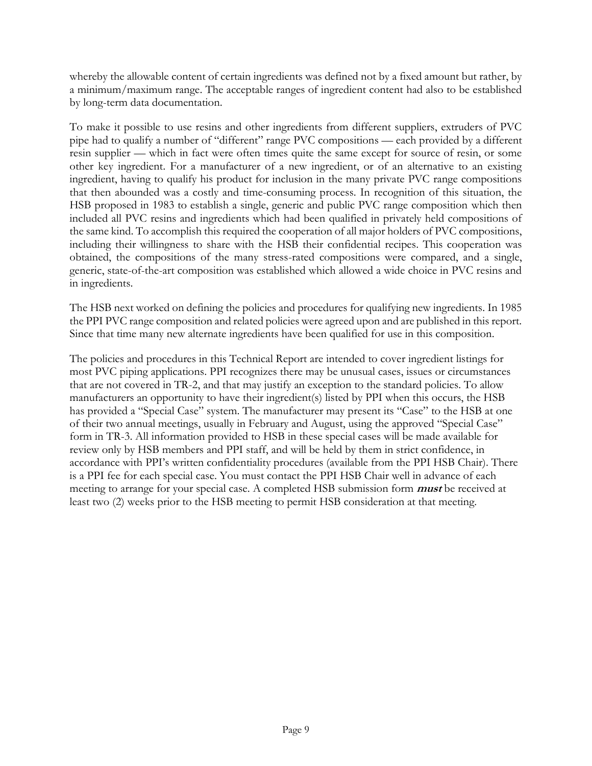whereby the allowable content of certain ingredients was defined not by a fixed amount but rather, by a minimum/maximum range. The acceptable ranges of ingredient content had also to be established by long-term data documentation.

To make it possible to use resins and other ingredients from different suppliers, extruders of PVC pipe had to qualify a number of "different" range PVC compositions — each provided by a different resin supplier — which in fact were often times quite the same except for source of resin, or some other key ingredient. For a manufacturer of a new ingredient, or of an alternative to an existing ingredient, having to qualify his product for inclusion in the many private PVC range compositions that then abounded was a costly and time-consuming process. In recognition of this situation, the HSB proposed in 1983 to establish a single, generic and public PVC range composition which then included all PVC resins and ingredients which had been qualified in privately held compositions of the same kind. To accomplish this required the cooperation of all major holders of PVC compositions, including their willingness to share with the HSB their confidential recipes. This cooperation was obtained, the compositions of the many stress-rated compositions were compared, and a single, generic, state-of-the-art composition was established which allowed a wide choice in PVC resins and in ingredients.

The HSB next worked on defining the policies and procedures for qualifying new ingredients. In 1985 the PPI PVC range composition and related policies were agreed upon and are published in this report. Since that time many new alternate ingredients have been qualified for use in this composition.

The policies and procedures in this Technical Report are intended to cover ingredient listings for most PVC piping applications. PPI recognizes there may be unusual cases, issues or circumstances that are not covered in TR-2, and that may justify an exception to the standard policies. To allow manufacturers an opportunity to have their ingredient(s) listed by PPI when this occurs, the HSB has provided a "Special Case" system. The manufacturer may present its "Case" to the HSB at one of their two annual meetings, usually in February and August, using the approved "Special Case" form in TR-3. All information provided to HSB in these special cases will be made available for review only by HSB members and PPI staff, and will be held by them in strict confidence, in accordance with PPI's written confidentiality procedures (available from the PPI HSB Chair). There is a PPI fee for each special case. You must contact the PPI HSB Chair well in advance of each meeting to arrange for your special case. A completed HSB submission form ***must*** be received at least two (2) weeks prior to the HSB meeting to permit HSB consideration at that meeting.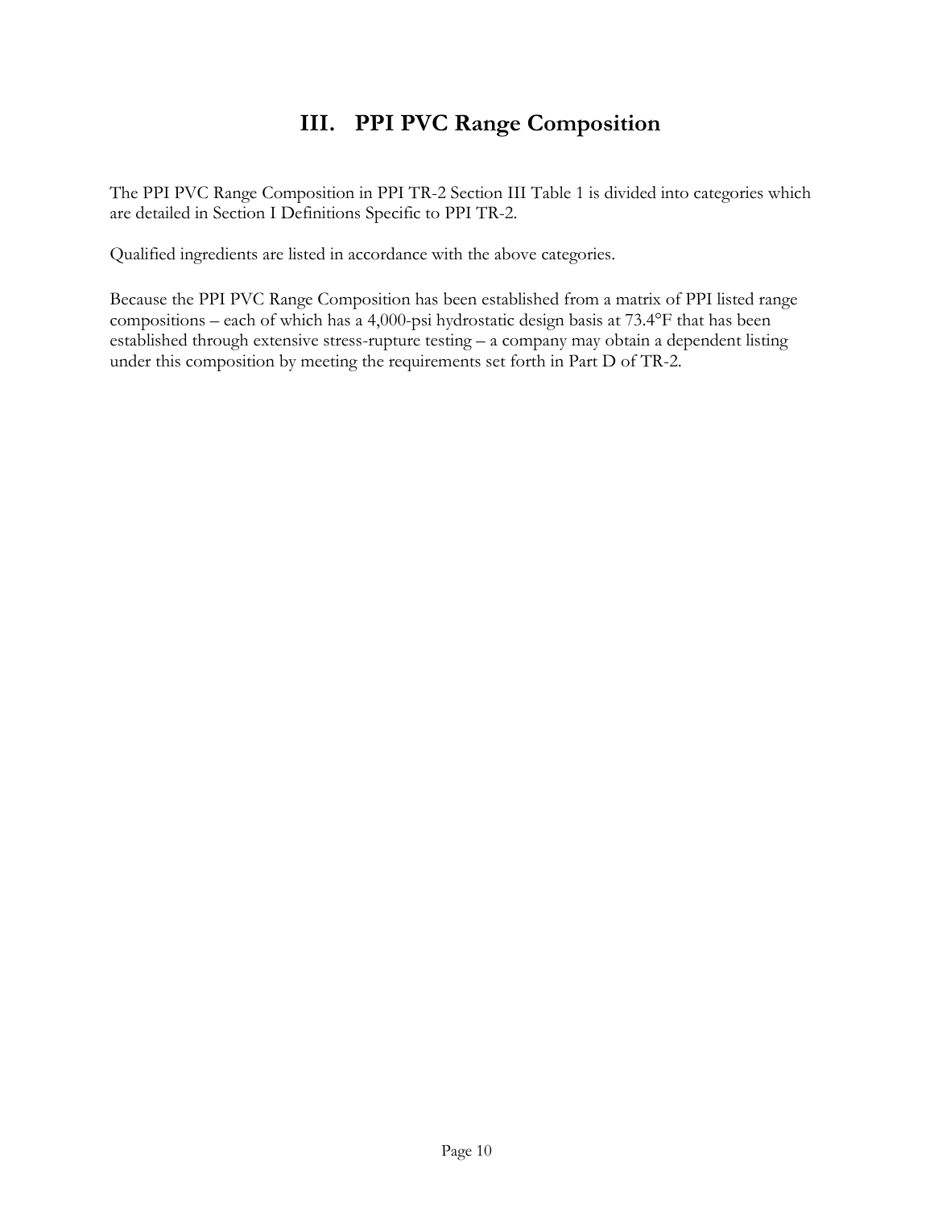# III. PPI PVC Range Composition

The PPI PVC Range Composition in PPI TR-2 Section III Table 1 is divided into categories which are detailed in Section I Definitions Specific to PPI TR-2.

Qualified ingredients are listed in accordance with the above categories.

Because the PPI PVC Range Composition has been established from a matrix of PPI listed range compositions – each of which has a 4,000-psi hydrostatic design basis at 73.4°F that has been established through extensive stress-rupture testing – a company may obtain a dependent listing under this composition by meeting the requirements set forth in Part D of TR-2.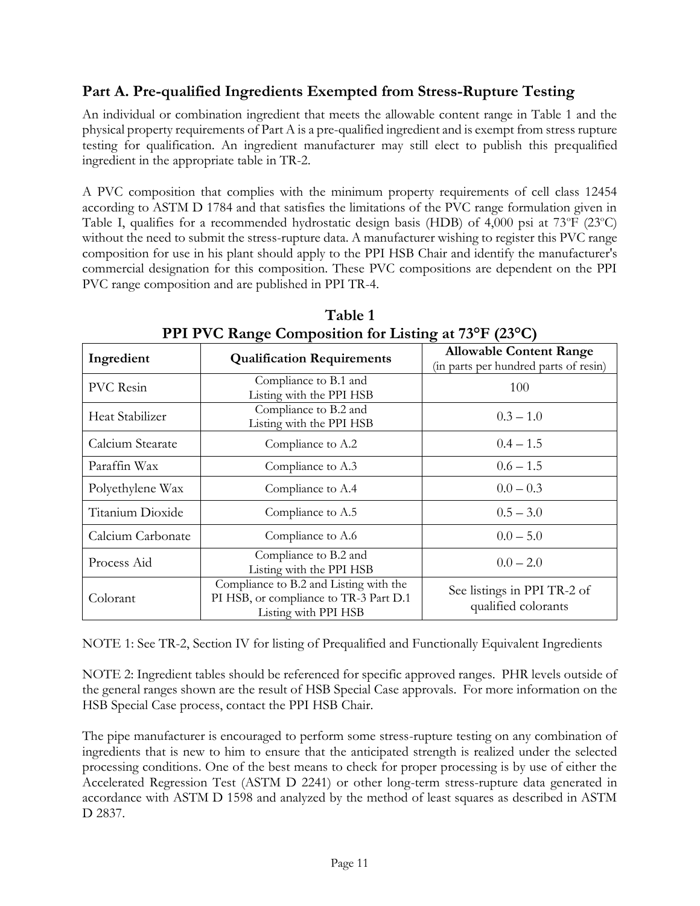## Part A. Pre-qualified Ingredients Exempted from Stress-Rupture Testing

An individual or combination ingredient that meets the allowable content range in Table 1 and the physical property requirements of Part A is a pre-qualified ingredient and is exempt from stress rupture testing for qualification. An ingredient manufacturer may still elect to publish this prequalified ingredient in the appropriate table in TR-2.

A PVC composition that complies with the minimum property requirements of cell class 12454 according to ASTM D 1784 and that satisfies the limitations of the PVC range formulation given in Table I, qualifies for a recommended hydrostatic design basis (HDB) of 4,000 psi at 73ºF (23ºC) without the need to submit the stress-rupture data. A manufacturer wishing to register this PVC range composition for use in his plant should apply to the PPI HSB Chair and identify the manufacturer's commercial designation for this composition. These PVC compositions are dependent on the PPI PVC range composition and are published in PPI TR-4.

**Table 1**
**PPI PVC Range Composition for Listing at 73°F (23°C)**

| Ingredient | Qualification Requirements | Allowable Content Range (in parts per hundred parts of resin) |
|---|---|---|
| PVC Resin | Compliance to B.1 and Listing with the PPI HSB | 100 |
| Heat Stabilizer | Compliance to B.2 and Listing with the PPI HSB | 0.3 – 1.0 |
| Calcium Stearate | Compliance to A.2 | 0.4 – 1.5 |
| Paraffin Wax | Compliance to A.3 | 0.6 – 1.5 |
| Polyethylene Wax | Compliance to A.4 | 0.0 – 0.3 |
| Titanium Dioxide | Compliance to A.5 | 0.5 – 3.0 |
| Calcium Carbonate | Compliance to A.6 | 0.0 – 5.0 |
| Process Aid | Compliance to B.2 and Listing with the PPI HSB | 0.0 – 2.0 |
| Colorant | Compliance to B.2 and Listing with the PI HSB, or compliance to TR-3 Part D.1 Listing with PPI HSB | See listings in PPI TR-2 of qualified colorants |

NOTE 1: See TR-2, Section IV for listing of Prequalified and Functionally Equivalent Ingredients

NOTE 2: Ingredient tables should be referenced for specific approved ranges. PHR levels outside of the general ranges shown are the result of HSB Special Case approvals. For more information on the HSB Special Case process, contact the PPI HSB Chair.

The pipe manufacturer is encouraged to perform some stress-rupture testing on any combination of ingredients that is new to him to ensure that the anticipated strength is realized under the selected processing conditions. One of the best means to check for proper processing is by use of either the Accelerated Regression Test (ASTM D 2241) or other long-term stress-rupture data generated in accordance with ASTM D 1598 and analyzed by the method of least squares as described in ASTM D 2837.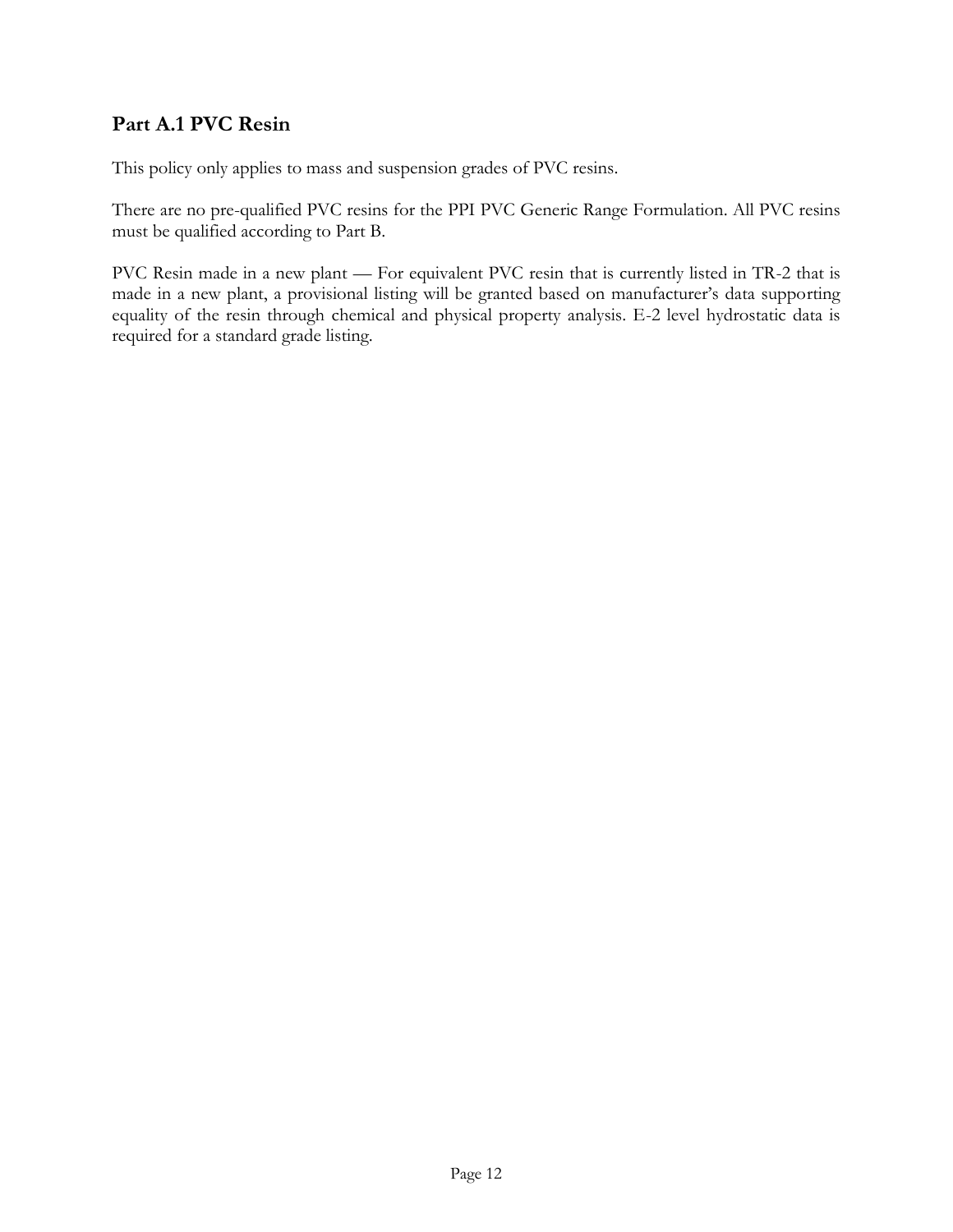## Part A.1 PVC Resin

This policy only applies to mass and suspension grades of PVC resins.

There are no pre-qualified PVC resins for the PPI PVC Generic Range Formulation. All PVC resins must be qualified according to Part B.

PVC Resin made in a new plant — For equivalent PVC resin that is currently listed in TR-2 that is made in a new plant, a provisional listing will be granted based on manufacturer's data supporting equality of the resin through chemical and physical property analysis. E-2 level hydrostatic data is required for a standard grade listing.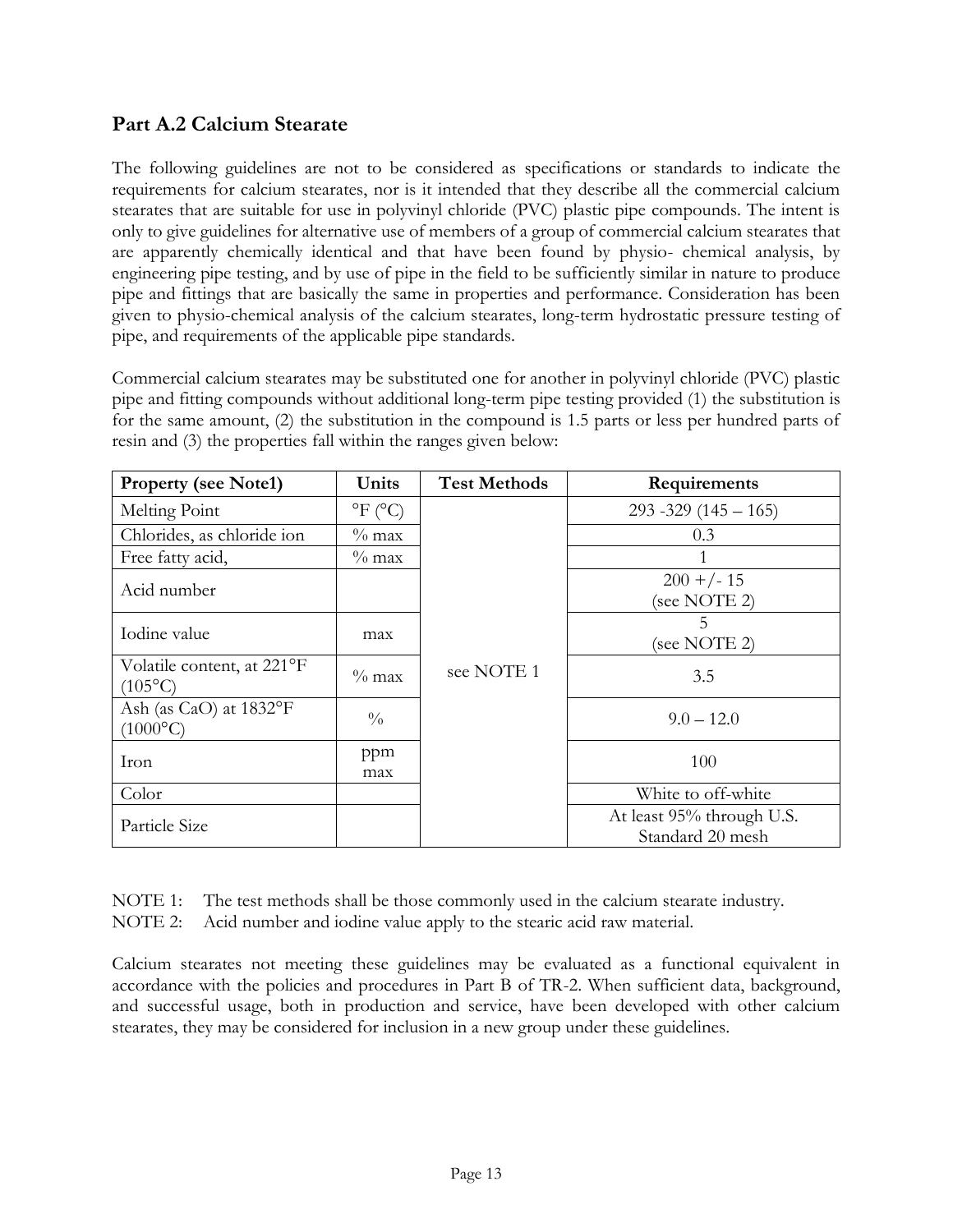## Part A.2 Calcium Stearate

The following guidelines are not to be considered as specifications or standards to indicate the requirements for calcium stearates, nor is it intended that they describe all the commercial calcium stearates that are suitable for use in polyvinyl chloride (PVC) plastic pipe compounds. The intent is only to give guidelines for alternative use of members of a group of commercial calcium stearates that are apparently chemically identical and that have been found by physio- chemical analysis, by engineering pipe testing, and by use of pipe in the field to be sufficiently similar in nature to produce pipe and fittings that are basically the same in properties and performance. Consideration has been given to physio-chemical analysis of the calcium stearates, long-term hydrostatic pressure testing of pipe, and requirements of the applicable pipe standards.

Commercial calcium stearates may be substituted one for another in polyvinyl chloride (PVC) plastic pipe and fitting compounds without additional long-term pipe testing provided (1) the substitution is for the same amount, (2) the substitution in the compound is 1.5 parts or less per hundred parts of resin and (3) the properties fall within the ranges given below:

| Property (see Note1) | Units | Test Methods | Requirements |
|---|---|---|---|
| Melting Point | °F (°C) | see NOTE 1 | 293 -329 (145 – 165) |
| Chlorides, as chloride ion | % max | | 0.3 |
| Free fatty acid, | % max | | 1 |
| Acid number | | | 200 +/- 15 (see NOTE 2) |
| Iodine value | max | | 5 (see NOTE 2) |
| Volatile content, at 221°F (105°C) | % max | | 3.5 |
| Ash (as CaO) at 1832°F (1000°C) | % | | 9.0 – 12.0 |
| Iron | ppm max | | 100 |
| Color | | | White to off-white |
| Particle Size | | | At least 95% through U.S. Standard 20 mesh |

NOTE 1: The test methods shall be those commonly used in the calcium stearate industry.
NOTE 2: Acid number and iodine value apply to the stearic acid raw material.

Calcium stearates not meeting these guidelines may be evaluated as a functional equivalent in accordance with the policies and procedures in Part B of TR-2. When sufficient data, background, and successful usage, both in production and service, have been developed with other calcium stearates, they may be considered for inclusion in a new group under these guidelines.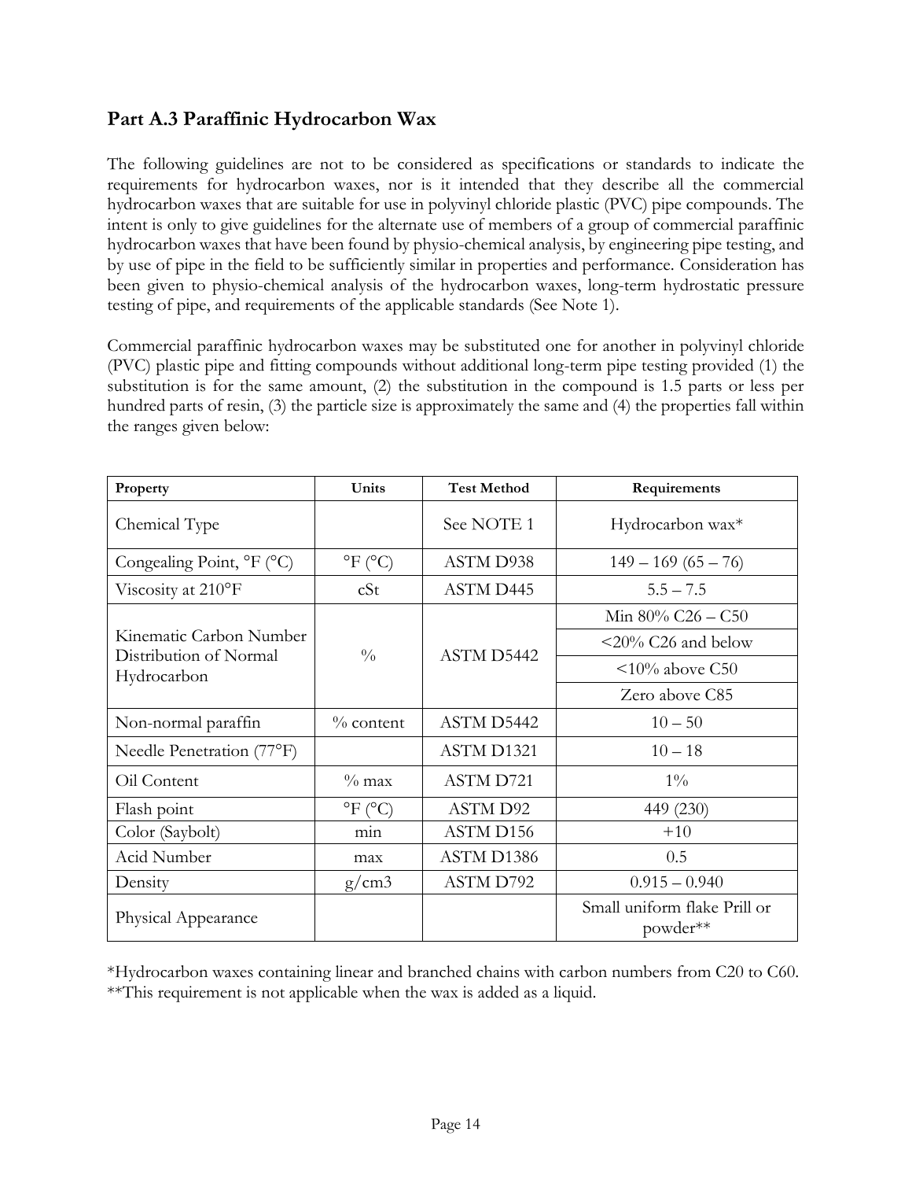## Part A.3 Paraffinic Hydrocarbon Wax

The following guidelines are not to be considered as specifications or standards to indicate the requirements for hydrocarbon waxes, nor is it intended that they describe all the commercial hydrocarbon waxes that are suitable for use in polyvinyl chloride plastic (PVC) pipe compounds. The intent is only to give guidelines for the alternate use of members of a group of commercial paraffinic hydrocarbon waxes that have been found by physio-chemical analysis, by engineering pipe testing, and by use of pipe in the field to be sufficiently similar in properties and performance. Consideration has been given to physio-chemical analysis of the hydrocarbon waxes, long-term hydrostatic pressure testing of pipe, and requirements of the applicable standards (See Note 1).

Commercial paraffinic hydrocarbon waxes may be substituted one for another in polyvinyl chloride (PVC) plastic pipe and fitting compounds without additional long-term pipe testing provided (1) the substitution is for the same amount, (2) the substitution in the compound is 1.5 parts or less per hundred parts of resin, (3) the particle size is approximately the same and (4) the properties fall within the ranges given below:

| Property | Units | Test Method | Requirements |
|---|---|---|---|
| Chemical Type | | See NOTE 1 | Hydrocarbon wax* |
| Congealing Point, °F (°C) | °F (°C) | ASTM D938 | 149 – 169 (65 – 76) |
| Viscosity at 210°F | cSt | ASTM D445 | 5.5 – 7.5 |
| Kinematic Carbon Number Distribution of Normal Hydrocarbon | % | ASTM D5442 | Min 80% C26 – C50 |
| | | | <20% C26 and below |
| | | | <10% above C50 |
| | | | Zero above C85 |
| Non-normal paraffin | % content | ASTM D5442 | 10 – 50 |
| Needle Penetration (77°F) | | ASTM D1321 | 10 – 18 |
| Oil Content | % max | ASTM D721 | 1% |
| Flash point | °F (°C) | ASTM D92 | 449 (230) |
| Color (Saybolt) | min | ASTM D156 | +10 |
| Acid Number | max | ASTM D1386 | 0.5 |
| Density | g/cm3 | ASTM D792 | 0.915 – 0.940 |
| Physical Appearance | | | Small uniform flake Prill or powder** |

*Hydrocarbon waxes containing linear and branched chains with carbon numbers from C20 to C60.
**This requirement is not applicable when the wax is added as a liquid.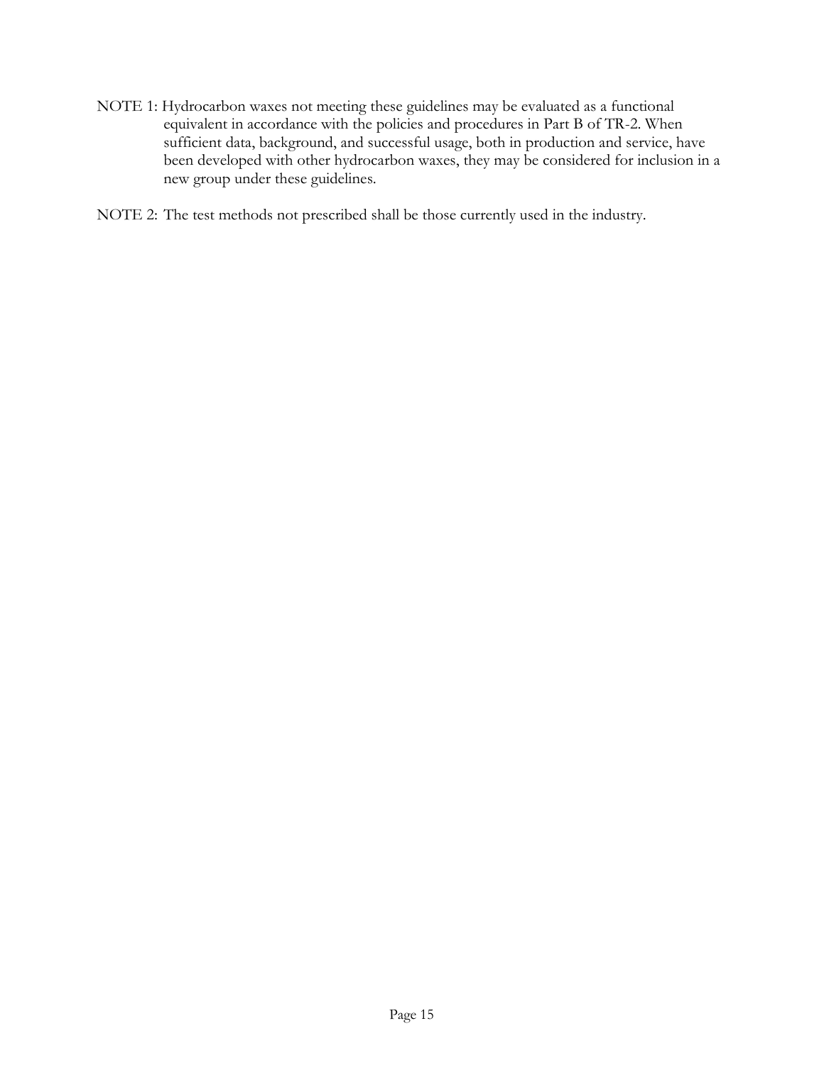NOTE 1: Hydrocarbon waxes not meeting these guidelines may be evaluated as a functional equivalent in accordance with the policies and procedures in Part B of TR-2. When sufficient data, background, and successful usage, both in production and service, have been developed with other hydrocarbon waxes, they may be considered for inclusion in a new group under these guidelines.

NOTE 2: The test methods not prescribed shall be those currently used in the industry.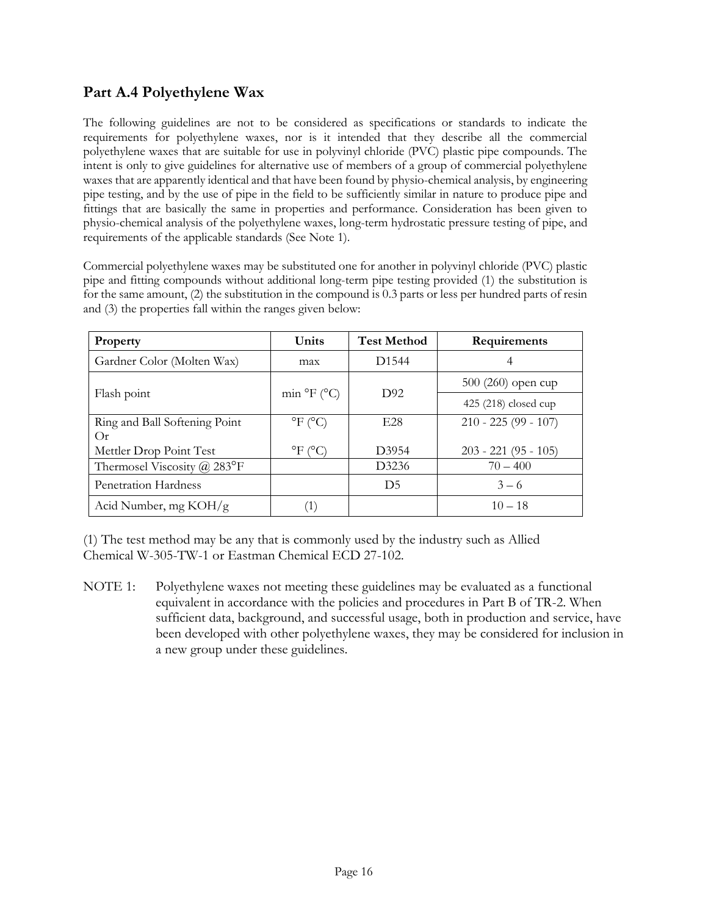## Part A.4 Polyethylene Wax

The following guidelines are not to be considered as specifications or standards to indicate the requirements for polyethylene waxes, nor is it intended that they describe all the commercial polyethylene waxes that are suitable for use in polyvinyl chloride (PVC) plastic pipe compounds. The intent is only to give guidelines for alternative use of members of a group of commercial polyethylene waxes that are apparently identical and that have been found by physio-chemical analysis, by engineering pipe testing, and by the use of pipe in the field to be sufficiently similar in nature to produce pipe and fittings that are basically the same in properties and performance. Consideration has been given to physio-chemical analysis of the polyethylene waxes, long-term hydrostatic pressure testing of pipe, and requirements of the applicable standards (See Note 1).

Commercial polyethylene waxes may be substituted one for another in polyvinyl chloride (PVC) plastic pipe and fitting compounds without additional long-term pipe testing provided (1) the substitution is for the same amount, (2) the substitution in the compound is 0.3 parts or less per hundred parts of resin and (3) the properties fall within the ranges given below:

| Property | Units | Test Method | Requirements |
|---|---|---|---|
| Gardner Color (Molten Wax) | max | D1544 | 4 |
| Flash point | min °F (°C) | D92 | 500 (260) open cup |
| | | | 425 (218) closed cup |
| Ring and Ball Softening Point Or | °F (°C) | E28 | 210 - 225 (99 - 107) |
| Mettler Drop Point Test | °F (°C) | D3954 | 203 - 221 (95 - 105) |
| Thermosel Viscosity @ 283°F | | D3236 | 70 – 400 |
| Penetration Hardness | | D5 | 3 – 6 |
| Acid Number, mg KOH/g | (1) | | 10 – 18 |

(1) The test method may be any that is commonly used by the industry such as Allied Chemical W-305-TW-1 or Eastman Chemical ECD 27-102.

NOTE 1: Polyethylene waxes not meeting these guidelines may be evaluated as a functional equivalent in accordance with the policies and procedures in Part B of TR-2. When sufficient data, background, and successful usage, both in production and service, have been developed with other polyethylene waxes, they may be considered for inclusion in a new group under these guidelines.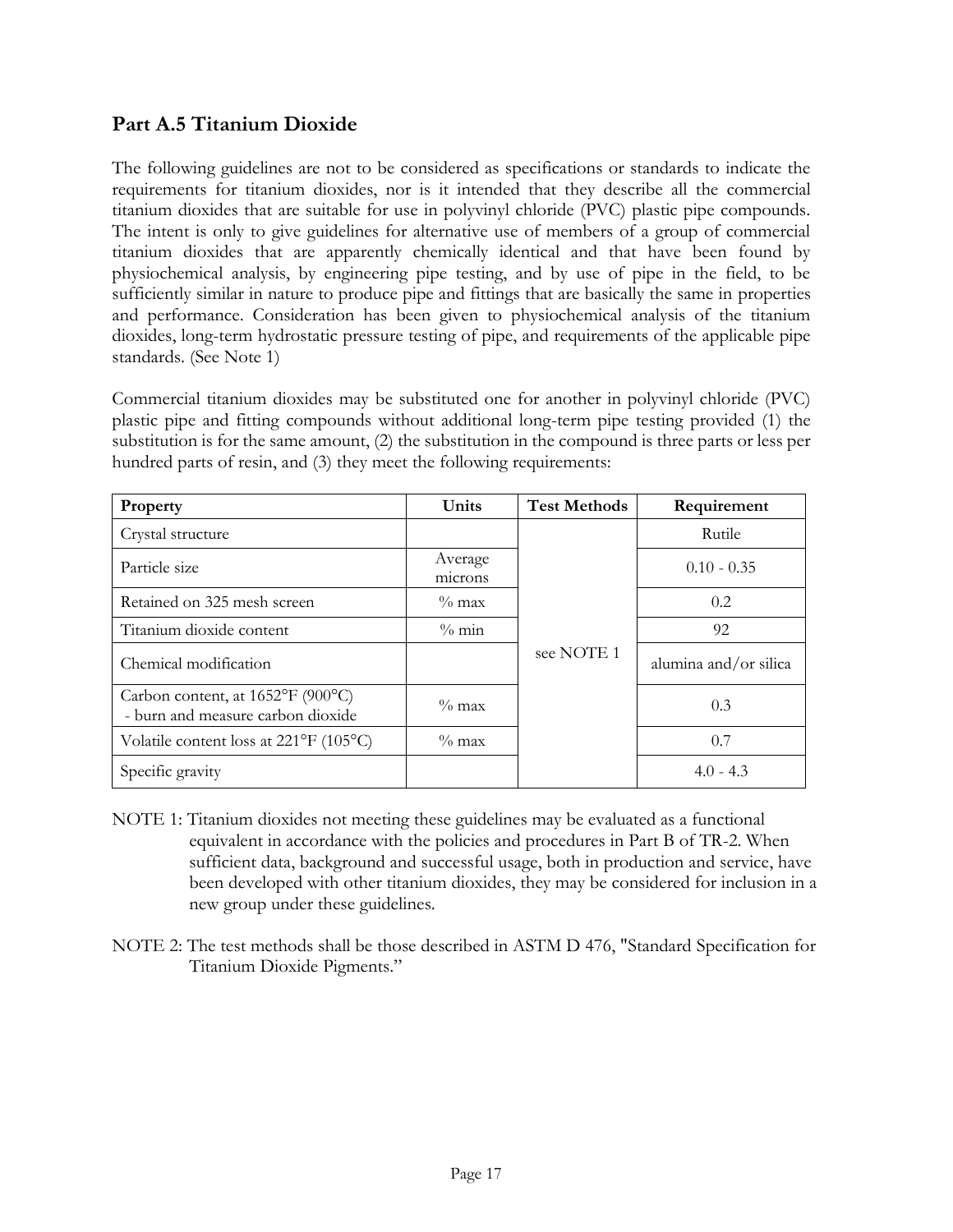## Part A.5 Titanium Dioxide

The following guidelines are not to be considered as specifications or standards to indicate the requirements for titanium dioxides, nor is it intended that they describe all the commercial titanium dioxides that are suitable for use in polyvinyl chloride (PVC) plastic pipe compounds. The intent is only to give guidelines for alternative use of members of a group of commercial titanium dioxides that are apparently chemically identical and that have been found by physiochemical analysis, by engineering pipe testing, and by use of pipe in the field, to be sufficiently similar in nature to produce pipe and fittings that are basically the same in properties and performance. Consideration has been given to physiochemical analysis of the titanium dioxides, long-term hydrostatic pressure testing of pipe, and requirements of the applicable pipe standards. (See Note 1)

Commercial titanium dioxides may be substituted one for another in polyvinyl chloride (PVC) plastic pipe and fitting compounds without additional long-term pipe testing provided (1) the substitution is for the same amount, (2) the substitution in the compound is three parts or less per hundred parts of resin, and (3) they meet the following requirements:

| Property | Units | Test Methods | Requirement |
|---|---|---|---|
| Crystal structure | | see NOTE 1 | Rutile |
| Particle size | Average microns | | 0.10 - 0.35 |
| Retained on 325 mesh screen | % max | | 0.2 |
| Titanium dioxide content | % min | | 92 |
| Chemical modification | | | alumina and/or silica |
| Carbon content, at 1652°F (900°C) - burn and measure carbon dioxide | % max | | 0.3 |
| Volatile content loss at 221°F (105°C) | % max | | 0.7 |
| Specific gravity | | | 4.0 - 4.3 |

NOTE 1: Titanium dioxides not meeting these guidelines may be evaluated as a functional equivalent in accordance with the policies and procedures in Part B of TR-2. When sufficient data, background and successful usage, both in production and service, have been developed with other titanium dioxides, they may be considered for inclusion in a new group under these guidelines.

NOTE 2: The test methods shall be those described in ASTM D 476, "Standard Specification for Titanium Dioxide Pigments."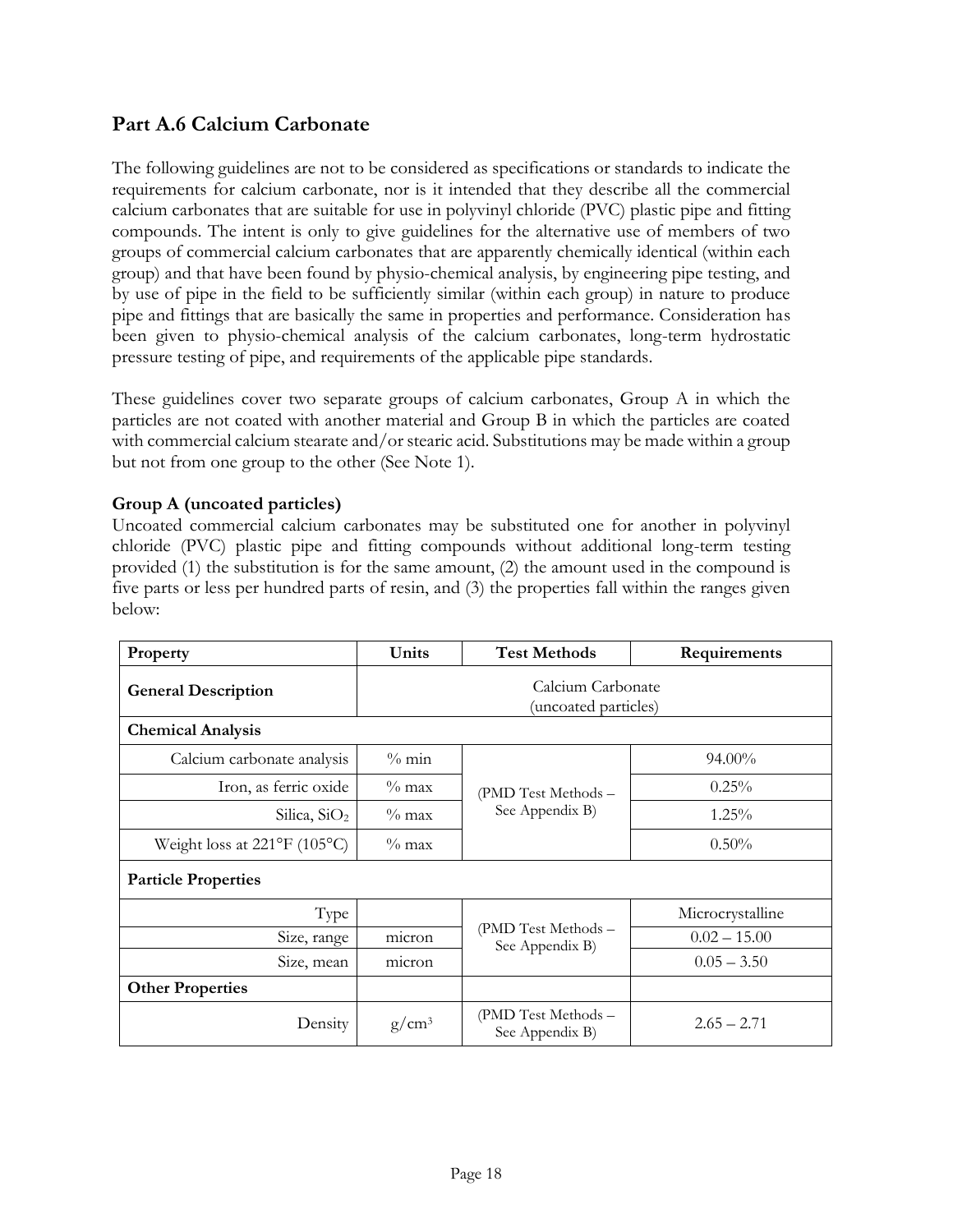## Part A.6 Calcium Carbonate

The following guidelines are not to be considered as specifications or standards to indicate the requirements for calcium carbonate, nor is it intended that they describe all the commercial calcium carbonates that are suitable for use in polyvinyl chloride (PVC) plastic pipe and fitting compounds. The intent is only to give guidelines for the alternative use of members of two groups of commercial calcium carbonates that are apparently chemically identical (within each group) and that have been found by physio-chemical analysis, by engineering pipe testing, and by use of pipe in the field to be sufficiently similar (within each group) in nature to produce pipe and fittings that are basically the same in properties and performance. Consideration has been given to physio-chemical analysis of the calcium carbonates, long-term hydrostatic pressure testing of pipe, and requirements of the applicable pipe standards.

These guidelines cover two separate groups of calcium carbonates, Group A in which the particles are not coated with another material and Group B in which the particles are coated with commercial calcium stearate and/or stearic acid. Substitutions may be made within a group but not from one group to the other (See Note 1).

**Group A (uncoated particles)**

Uncoated commercial calcium carbonates may be substituted one for another in polyvinyl chloride (PVC) plastic pipe and fitting compounds without additional long-term testing provided (1) the substitution is for the same amount, (2) the amount used in the compound is five parts or less per hundred parts of resin, and (3) the properties fall within the ranges given below:

| Property | Units | Test Methods | Requirements |
|---|---|---|---|
| **General Description** | Calcium Carbonate (uncoated particles) | | |
| **Chemical Analysis** | | | |
| Calcium carbonate analysis | % min | (PMD Test Methods – See Appendix B) | 94.00% |
| Iron, as ferric oxide | % max | | 0.25% |
| Silica, $SiO_2$ | % max | | 1.25% |
| Weight loss at 221°F (105°C) | % max | | 0.50% |
| **Particle Properties** | | | |
| Type | | (PMD Test Methods – See Appendix B) | Microcrystalline |
| Size, range | micron | | 0.02 – 15.00 |
| Size, mean | micron | | 0.05 – 3.50 |
| **Other Properties** | | | |
| Density | $g/cm^3$ | (PMD Test Methods – See Appendix B) | 2.65 – 2.71 |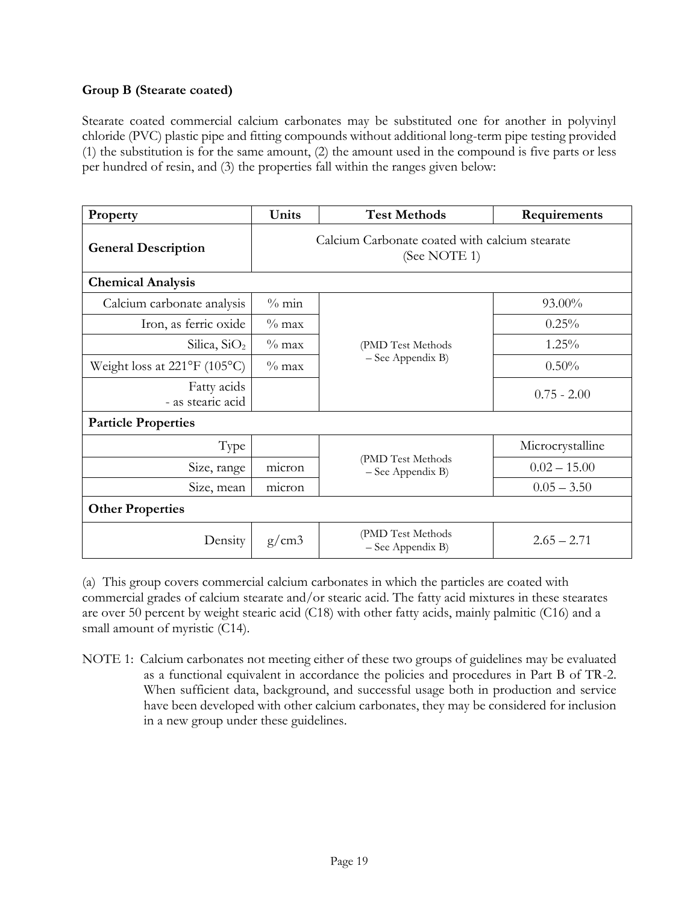**Group B (Stearate coated)**

Stearate coated commercial calcium carbonates may be substituted one for another in polyvinyl chloride (PVC) plastic pipe and fitting compounds without additional long-term pipe testing provided (1) the substitution is for the same amount, (2) the amount used in the compound is five parts or less per hundred of resin, and (3) the properties fall within the ranges given below:

| Property | Units | Test Methods | Requirements |
|---|---|---|---|
| **General Description** | Calcium Carbonate coated with calcium stearate (See NOTE 1) | | |
| **Chemical Analysis** | | | |
| Calcium carbonate analysis | % min | (PMD Test Methods – See Appendix B) | 93.00% |
| Iron, as ferric oxide | % max | | 0.25% |
| Silica, $SiO_2$ | % max | | 1.25% |
| Weight loss at 221°F (105°C) | % max | | 0.50% |
| Fatty acids - as stearic acid | | | 0.75 - 2.00 |
| **Particle Properties** | | | |
| Type | | (PMD Test Methods – See Appendix B) | Microcrystalline |
| Size, range | micron | | 0.02 – 15.00 |
| Size, mean | micron | | 0.05 – 3.50 |
| **Other Properties** | | | |
| Density | g/cm3 | (PMD Test Methods – See Appendix B) | 2.65 – 2.71 |

(a) This group covers commercial calcium carbonates in which the particles are coated with commercial grades of calcium stearate and/or stearic acid. The fatty acid mixtures in these stearates are over 50 percent by weight stearic acid (C18) with other fatty acids, mainly palmitic (C16) and a small amount of myristic (C14).

NOTE 1: Calcium carbonates not meeting either of these two groups of guidelines may be evaluated as a functional equivalent in accordance the policies and procedures in Part B of TR-2. When sufficient data, background, and successful usage both in production and service have been developed with other calcium carbonates, they may be considered for inclusion in a new group under these guidelines.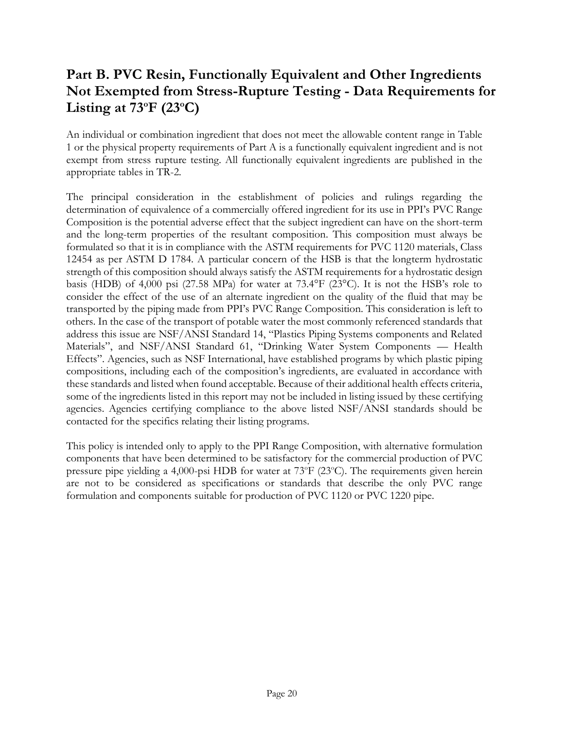## Part B. PVC Resin, Functionally Equivalent and Other Ingredients Not Exempted from Stress-Rupture Testing - Data Requirements for Listing at 73ºF (23ºC)

An individual or combination ingredient that does not meet the allowable content range in Table 1 or the physical property requirements of Part A is a functionally equivalent ingredient and is not exempt from stress rupture testing. All functionally equivalent ingredients are published in the appropriate tables in TR-2.

The principal consideration in the establishment of policies and rulings regarding the determination of equivalence of a commercially offered ingredient for its use in PPI's PVC Range Composition is the potential adverse effect that the subject ingredient can have on the short-term and the long-term properties of the resultant composition. This composition must always be formulated so that it is in compliance with the ASTM requirements for PVC 1120 materials, Class 12454 as per ASTM D 1784. A particular concern of the HSB is that the longterm hydrostatic strength of this composition should always satisfy the ASTM requirements for a hydrostatic design basis (HDB) of 4,000 psi (27.58 MPa) for water at 73.4°F (23°C). It is not the HSB's role to consider the effect of the use of an alternate ingredient on the quality of the fluid that may be transported by the piping made from PPI's PVC Range Composition. This consideration is left to others. In the case of the transport of potable water the most commonly referenced standards that address this issue are NSF/ANSI Standard 14, "Plastics Piping Systems components and Related Materials", and NSF/ANSI Standard 61, "Drinking Water System Components — Health Effects". Agencies, such as NSF International, have established programs by which plastic piping compositions, including each of the composition's ingredients, are evaluated in accordance with these standards and listed when found acceptable. Because of their additional health effects criteria, some of the ingredients listed in this report may not be included in listing issued by these certifying agencies. Agencies certifying compliance to the above listed NSF/ANSI standards should be contacted for the specifics relating their listing programs.

This policy is intended only to apply to the PPI Range Composition, with alternative formulation components that have been determined to be satisfactory for the commercial production of PVC pressure pipe yielding a 4,000-psi HDB for water at 73ºF (23ºC). The requirements given herein are not to be considered as specifications or standards that describe the only PVC range formulation and components suitable for production of PVC 1120 or PVC 1220 pipe.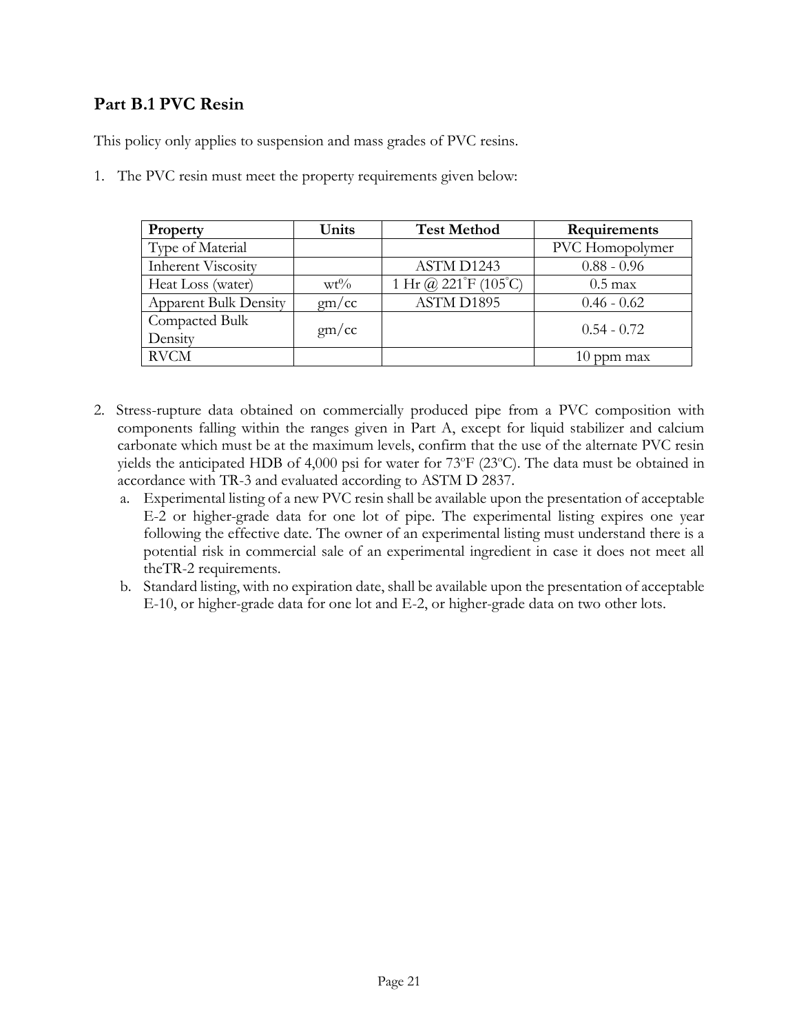## Part B.1 PVC Resin

This policy only applies to suspension and mass grades of PVC resins.

1. The PVC resin must meet the property requirements given below:

| Property | Units | Test Method | Requirements |
|---|---|---|---|
| Type of Material | | | PVC Homopolymer |
| Inherent Viscosity | | ASTM D1243 | 0.88 - 0.96 |
| Heat Loss (water) | wt% | 1 Hr @ 221˚F (105˚C) | 0.5 max |
| Apparent Bulk Density | gm/cc | ASTM D1895 | 0.46 - 0.62 |
| Compacted Bulk Density | gm/cc | | 0.54 - 0.72 |
| RVCM | | | 10 ppm max |

2. Stress-rupture data obtained on commercially produced pipe from a PVC composition with components falling within the ranges given in Part A, except for liquid stabilizer and calcium carbonate which must be at the maximum levels, confirm that the use of the alternate PVC resin yields the anticipated HDB of 4,000 psi for water for 73ºF (23ºC). The data must be obtained in accordance with TR-3 and evaluated according to ASTM D 2837.
   a. Experimental listing of a new PVC resin shall be available upon the presentation of acceptable E-2 or higher-grade data for one lot of pipe. The experimental listing expires one year following the effective date. The owner of an experimental listing must understand there is a potential risk in commercial sale of an experimental ingredient in case it does not meet all theTR-2 requirements.
   b. Standard listing, with no expiration date, shall be available upon the presentation of acceptable E-10, or higher-grade data for one lot and E-2, or higher-grade data on two other lots.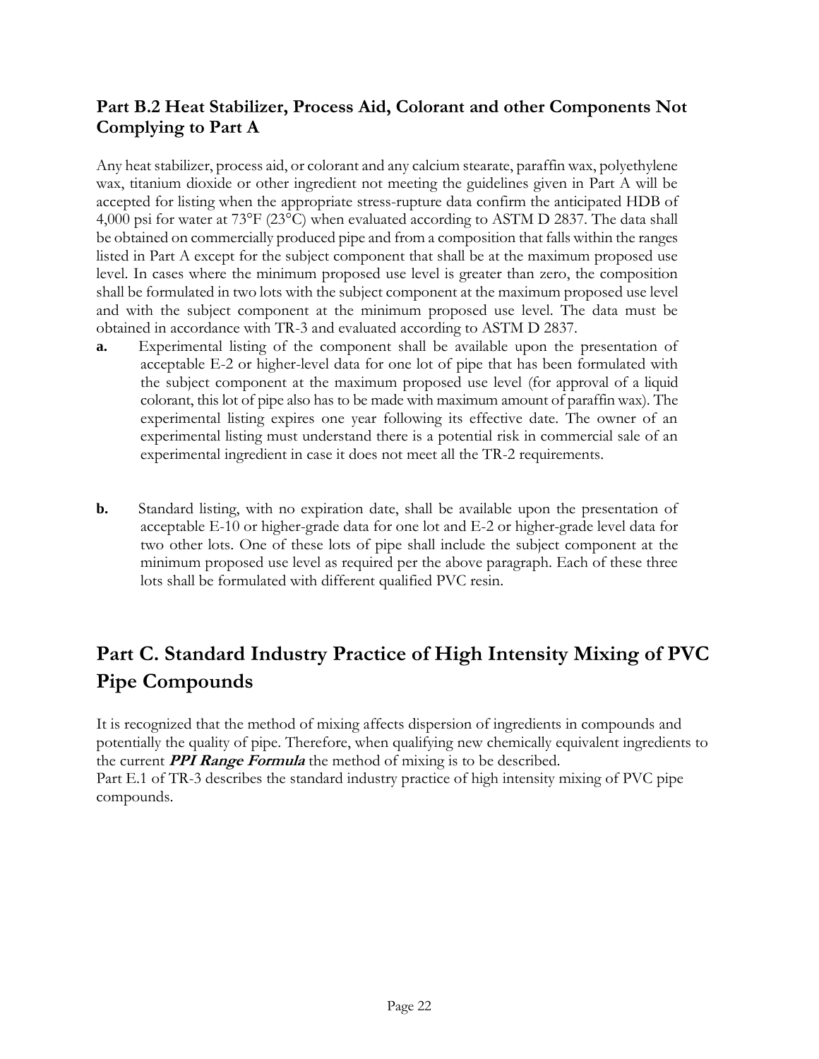### Part B.2 Heat Stabilizer, Process Aid, Colorant and other Components Not Complying to Part A

Any heat stabilizer, process aid, or colorant and any calcium stearate, paraffin wax, polyethylene wax, titanium dioxide or other ingredient not meeting the guidelines given in Part A will be accepted for listing when the appropriate stress-rupture data confirm the anticipated HDB of 4,000 psi for water at 73°F (23°C) when evaluated according to ASTM D 2837. The data shall be obtained on commercially produced pipe and from a composition that falls within the ranges listed in Part A except for the subject component that shall be at the maximum proposed use level. In cases where the minimum proposed use level is greater than zero, the composition shall be formulated in two lots with the subject component at the maximum proposed use level and with the subject component at the minimum proposed use level. The data must be obtained in accordance with TR-3 and evaluated according to ASTM D 2837.

**a.** Experimental listing of the component shall be available upon the presentation of acceptable E-2 or higher-level data for one lot of pipe that has been formulated with the subject component at the maximum proposed use level (for approval of a liquid colorant, this lot of pipe also has to be made with maximum amount of paraffin wax). The experimental listing expires one year following its effective date. The owner of an experimental listing must understand there is a potential risk in commercial sale of an experimental ingredient in case it does not meet all the TR-2 requirements.

**b.** Standard listing, with no expiration date, shall be available upon the presentation of acceptable E-10 or higher-grade data for one lot and E-2 or higher-grade level data for two other lots. One of these lots of pipe shall include the subject component at the minimum proposed use level as required per the above paragraph. Each of these three lots shall be formulated with different qualified PVC resin.

## Part C. Standard Industry Practice of High Intensity Mixing of PVC Pipe Compounds

It is recognized that the method of mixing affects dispersion of ingredients in compounds and potentially the quality of pipe. Therefore, when qualifying new chemically equivalent ingredients to the current ***PPI Range Formula*** the method of mixing is to be described.
Part E.1 of TR-3 describes the standard industry practice of high intensity mixing of PVC pipe compounds.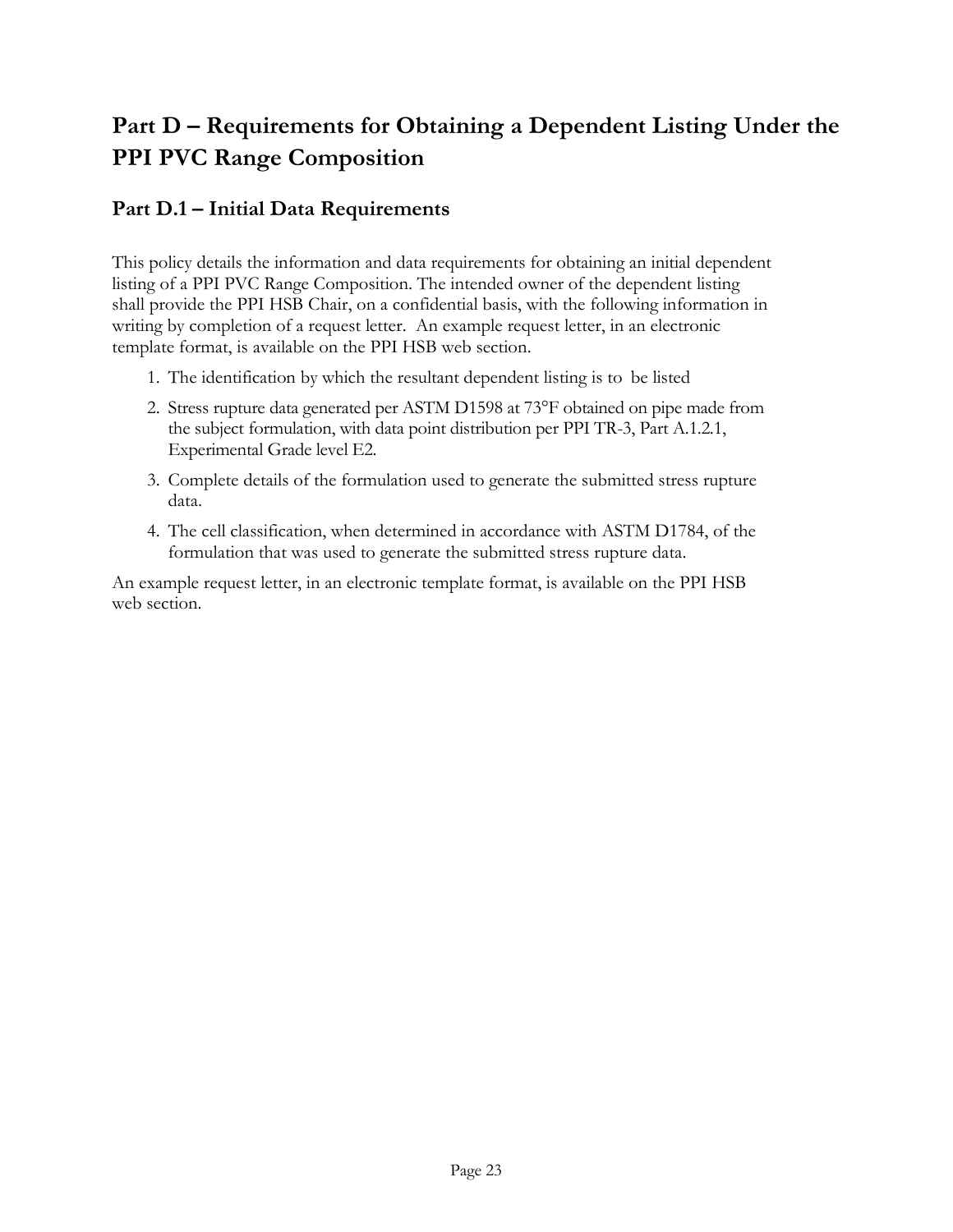# Part D – Requirements for Obtaining a Dependent Listing Under the PPI PVC Range Composition

## Part D.1 – Initial Data Requirements

This policy details the information and data requirements for obtaining an initial dependent listing of a PPI PVC Range Composition. The intended owner of the dependent listing shall provide the PPI HSB Chair, on a confidential basis, with the following information in writing by completion of a request letter. An example request letter, in an electronic template format, is available on the PPI HSB web section.

1. The identification by which the resultant dependent listing is to be listed
2. Stress rupture data generated per ASTM D1598 at 73°F obtained on pipe made from the subject formulation, with data point distribution per PPI TR-3, Part A.1.2.1, Experimental Grade level E2.
3. Complete details of the formulation used to generate the submitted stress rupture data.
4. The cell classification, when determined in accordance with ASTM D1784, of the formulation that was used to generate the submitted stress rupture data.

An example request letter, in an electronic template format, is available on the PPI HSB web section.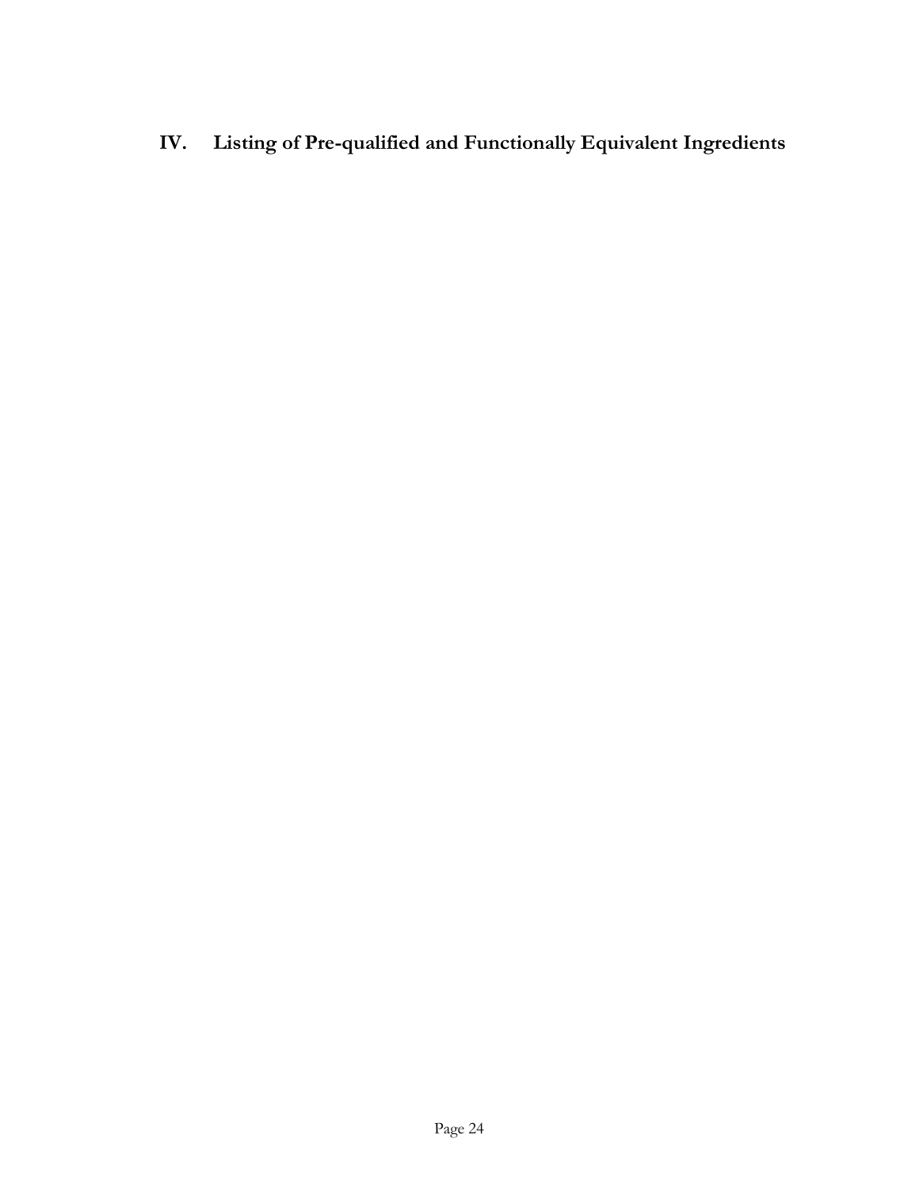## IV. Listing of Pre-qualified and Functionally Equivalent Ingredients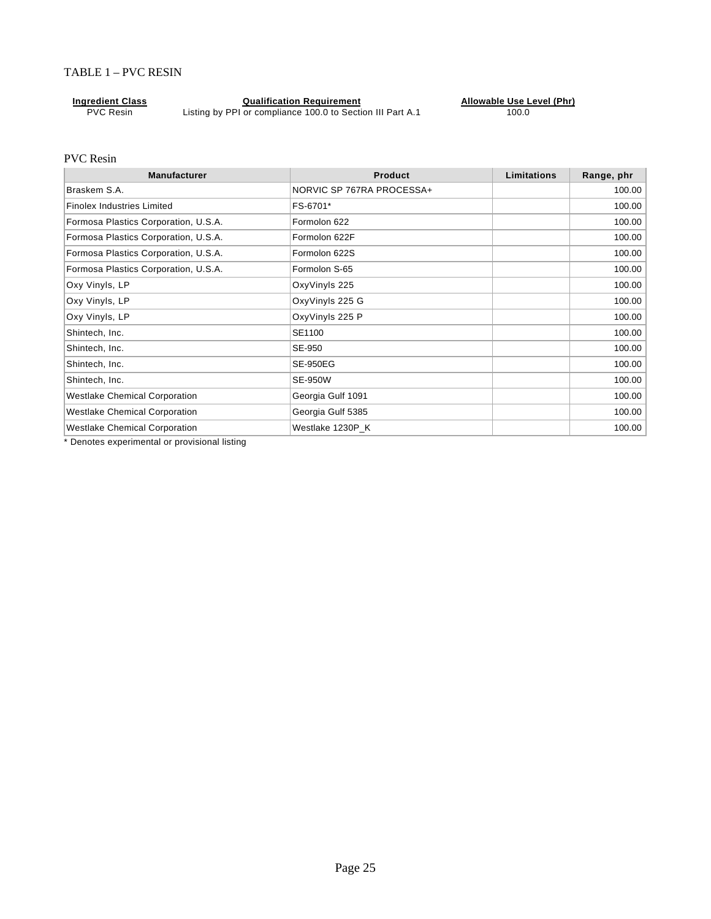TABLE 1 – PVC RESIN

| Ingredient Class | Qualification Requirement | Allowable Use Level (Phr) |
| --- | --- | --- |
| PVC Resin | Listing by PPI or compliance 100.0 to Section III Part A.1 | 100.0 |

PVC Resin

| Manufacturer | Product | Limitations | Range, phr |
| --- | --- | --- | --- |
| Braskem S.A. | NORVIC SP 767RA PROCESSA+ | | 100.00 |
| Finolex Industries Limited | FS-6701* | | 100.00 |
| Formosa Plastics Corporation, U.S.A. | Formolon 622 | | 100.00 |
| Formosa Plastics Corporation, U.S.A. | Formolon 622F | | 100.00 |
| Formosa Plastics Corporation, U.S.A. | Formolon 622S | | 100.00 |
| Formosa Plastics Corporation, U.S.A. | Formolon S-65 | | 100.00 |
| Oxy Vinyls, LP | OxyVinyls 225 | | 100.00 |
| Oxy Vinyls, LP | OxyVinyls 225 G | | 100.00 |
| Oxy Vinyls, LP | OxyVinyls 225 P | | 100.00 |
| Shintech, Inc. | SE1100 | | 100.00 |
| Shintech, Inc. | SE-950 | | 100.00 |
| Shintech, Inc. | SE-950EG | | 100.00 |
| Shintech, Inc. | SE-950W | | 100.00 |
| Westlake Chemical Corporation | Georgia Gulf 1091 | | 100.00 |
| Westlake Chemical Corporation | Georgia Gulf 5385 | | 100.00 |
| Westlake Chemical Corporation | Westlake 1230P_K | | 100.00 |

* Denotes experimental or provisional listing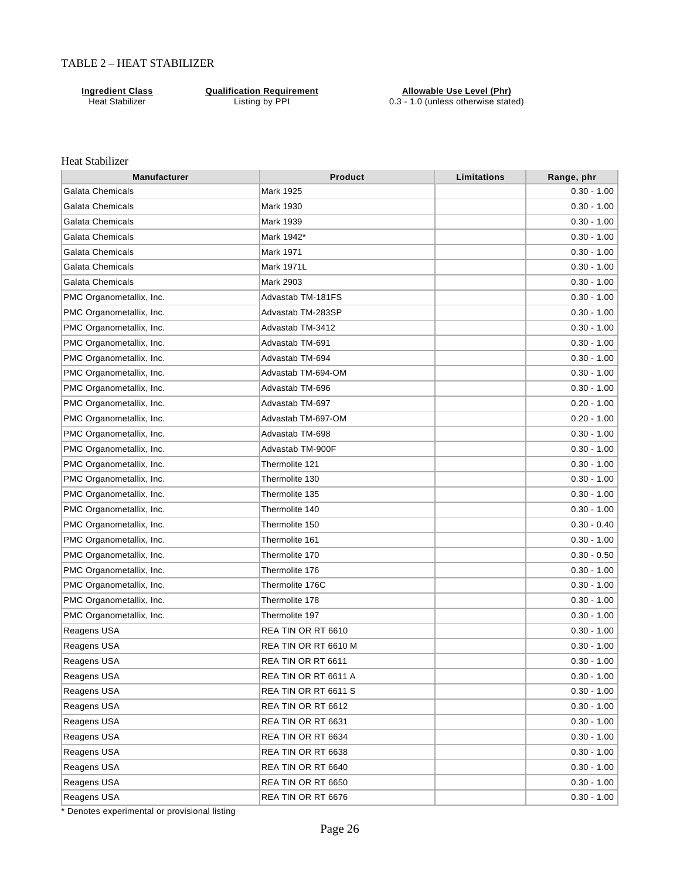## TABLE 2 – HEAT STABILIZER

| Ingredient Class | Qualification Requirement | Allowable Use Level (Phr) |
|---|---|---|
| Heat Stabilizer | Listing by PPI | 0.3 - 1.0 (unless otherwise stated) |

### Heat Stabilizer

| Manufacturer | Product | Limitations | Range, phr |
|---|---|---|---|
| Galata Chemicals | Mark 1925 | | 0.30 - 1.00 |
| Galata Chemicals | Mark 1930 | | 0.30 - 1.00 |
| Galata Chemicals | Mark 1939 | | 0.30 - 1.00 |
| Galata Chemicals | Mark 1942* | | 0.30 - 1.00 |
| Galata Chemicals | Mark 1971 | | 0.30 - 1.00 |
| Galata Chemicals | Mark 1971L | | 0.30 - 1.00 |
| Galata Chemicals | Mark 2903 | | 0.30 - 1.00 |
| PMC Organometallix, Inc. | Advastab TM-181FS | | 0.30 - 1.00 |
| PMC Organometallix, Inc. | Advastab TM-283SP | | 0.30 - 1.00 |
| PMC Organometallix, Inc. | Advastab TM-3412 | | 0.30 - 1.00 |
| PMC Organometallix, Inc. | Advastab TM-691 | | 0.30 - 1.00 |
| PMC Organometallix, Inc. | Advastab TM-694 | | 0.30 - 1.00 |
| PMC Organometallix, Inc. | Advastab TM-694-OM | | 0.30 - 1.00 |
| PMC Organometallix, Inc. | Advastab TM-696 | | 0.30 - 1.00 |
| PMC Organometallix, Inc. | Advastab TM-697 | | 0.20 - 1.00 |
| PMC Organometallix, Inc. | Advastab TM-697-OM | | 0.20 - 1.00 |
| PMC Organometallix, Inc. | Advastab TM-698 | | 0.30 - 1.00 |
| PMC Organometallix, Inc. | Advastab TM-900F | | 0.30 - 1.00 |
| PMC Organometallix, Inc. | Thermolite 121 | | 0.30 - 1.00 |
| PMC Organometallix, Inc. | Thermolite 130 | | 0.30 - 1.00 |
| PMC Organometallix, Inc. | Thermolite 135 | | 0.30 - 1.00 |
| PMC Organometallix, Inc. | Thermolite 140 | | 0.30 - 1.00 |
| PMC Organometallix, Inc. | Thermolite 150 | | 0.30 - 0.40 |
| PMC Organometallix, Inc. | Thermolite 161 | | 0.30 - 1.00 |
| PMC Organometallix, Inc. | Thermolite 170 | | 0.30 - 0.50 |
| PMC Organometallix, Inc. | Thermolite 176 | | 0.30 - 1.00 |
| PMC Organometallix, Inc. | Thermolite 176C | | 0.30 - 1.00 |
| PMC Organometallix, Inc. | Thermolite 178 | | 0.30 - 1.00 |
| PMC Organometallix, Inc. | Thermolite 197 | | 0.30 - 1.00 |
| Reagens USA | REA TIN OR RT 6610 | | 0.30 - 1.00 |
| Reagens USA | REA TIN OR RT 6610 M | | 0.30 - 1.00 |
| Reagens USA | REA TIN OR RT 6611 | | 0.30 - 1.00 |
| Reagens USA | REA TIN OR RT 6611 A | | 0.30 - 1.00 |
| Reagens USA | REA TIN OR RT 6611 S | | 0.30 - 1.00 |
| Reagens USA | REA TIN OR RT 6612 | | 0.30 - 1.00 |
| Reagens USA | REA TIN OR RT 6631 | | 0.30 - 1.00 |
| Reagens USA | REA TIN OR RT 6634 | | 0.30 - 1.00 |
| Reagens USA | REA TIN OR RT 6638 | | 0.30 - 1.00 |
| Reagens USA | REA TIN OR RT 6640 | | 0.30 - 1.00 |
| Reagens USA | REA TIN OR RT 6650 | | 0.30 - 1.00 |
| Reagens USA | REA TIN OR RT 6676 | | 0.30 - 1.00 |

* Denotes experimental or provisional listing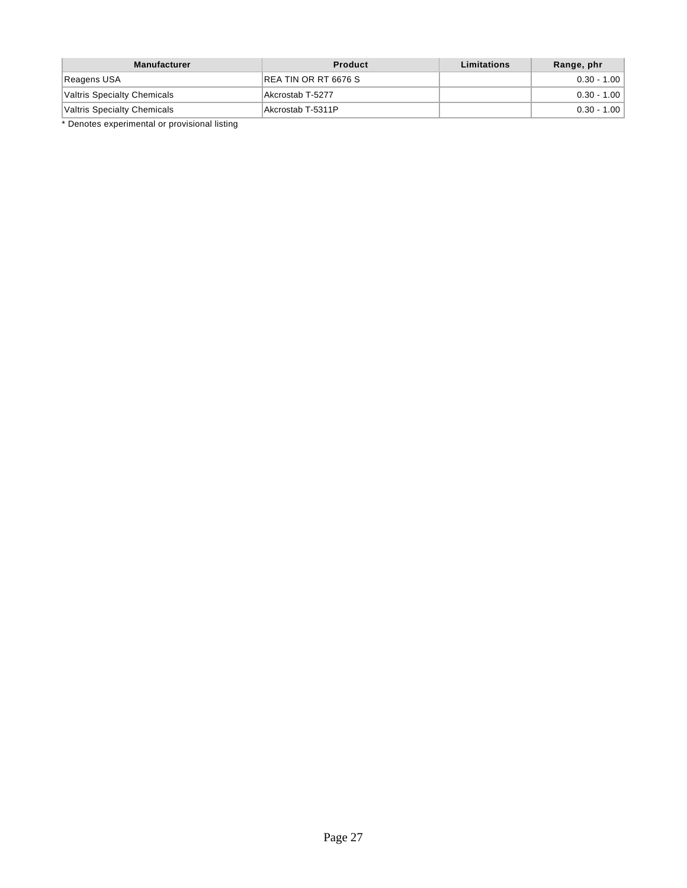| Manufacturer | Product | Limitations | Range, phr |
|---|---|---|---|
| Reagens USA | REA TIN OR RT 6676 S | | 0.30 - 1.00 |
| Valtris Specialty Chemicals | Akcrostab T-5277 | | 0.30 - 1.00 |
| Valtris Specialty Chemicals | Akcrostab T-5311P | | 0.30 - 1.00 |

* Denotes experimental or provisional listing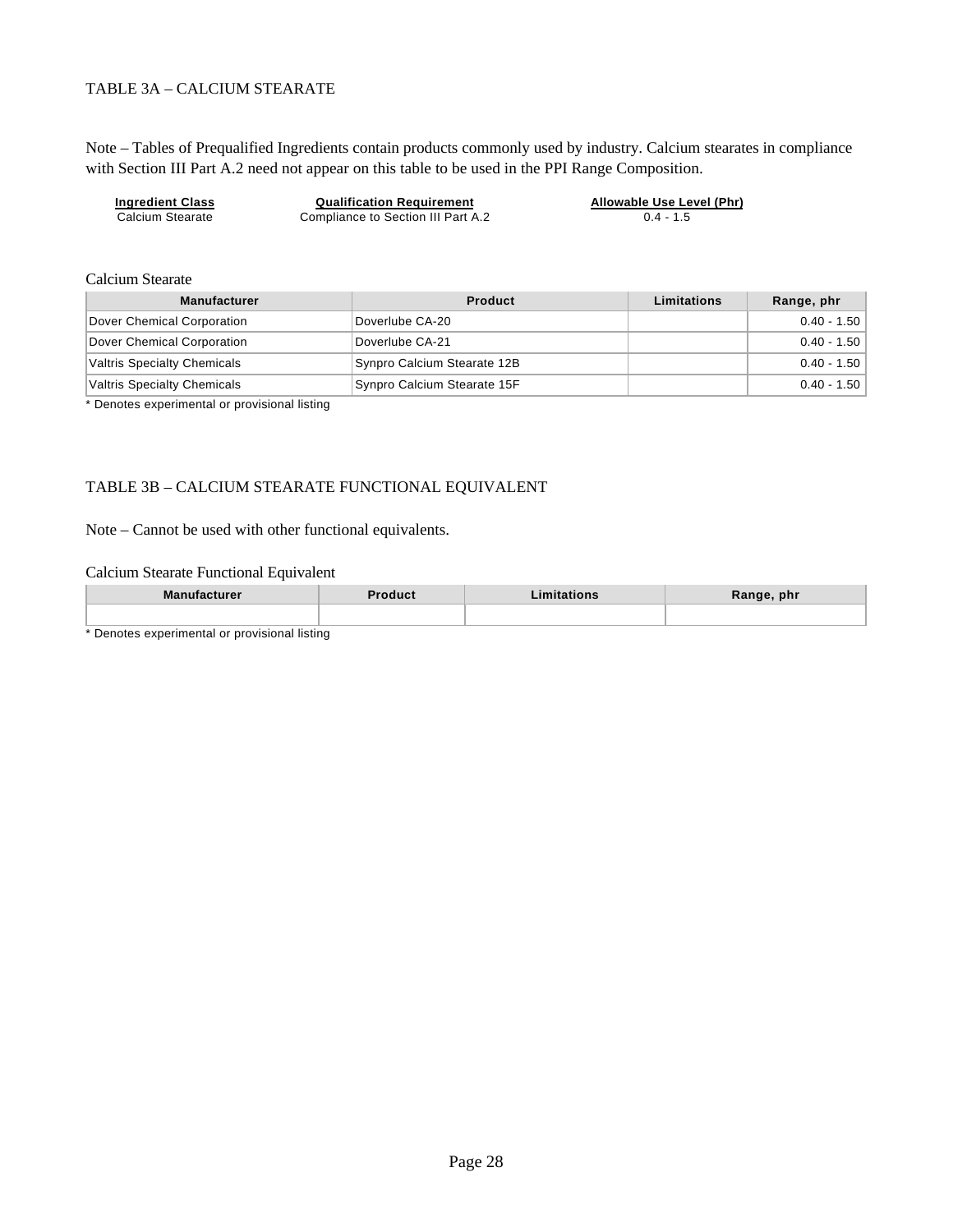## TABLE 3A – CALCIUM STEARATE

Note – Tables of Prequalified Ingredients contain products commonly used by industry. Calcium stearates in compliance with Section III Part A.2 need not appear on this table to be used in the PPI Range Composition.

| Ingredient Class | Qualification Requirement | Allowable Use Level (Phr) |
|---|---|---|
| Calcium Stearate | Compliance to Section III Part A.2 | 0.4 - 1.5 |

Calcium Stearate

| Manufacturer | Product | Limitations | Range, phr |
|---|---|---|---|
| Dover Chemical Corporation | Doverlube CA-20 | | 0.40 - 1.50 |
| Dover Chemical Corporation | Doverlube CA-21 | | 0.40 - 1.50 |
| Valtris Specialty Chemicals | Synpro Calcium Stearate 12B | | 0.40 - 1.50 |
| Valtris Specialty Chemicals | Synpro Calcium Stearate 15F | | 0.40 - 1.50 |

* Denotes experimental or provisional listing

## TABLE 3B – CALCIUM STEARATE FUNCTIONAL EQUIVALENT

Note – Cannot be used with other functional equivalents.

Calcium Stearate Functional Equivalent

| Manufacturer | Product | Limitations | Range, phr |
|---|---|---|---|
| | | | |

* Denotes experimental or provisional listing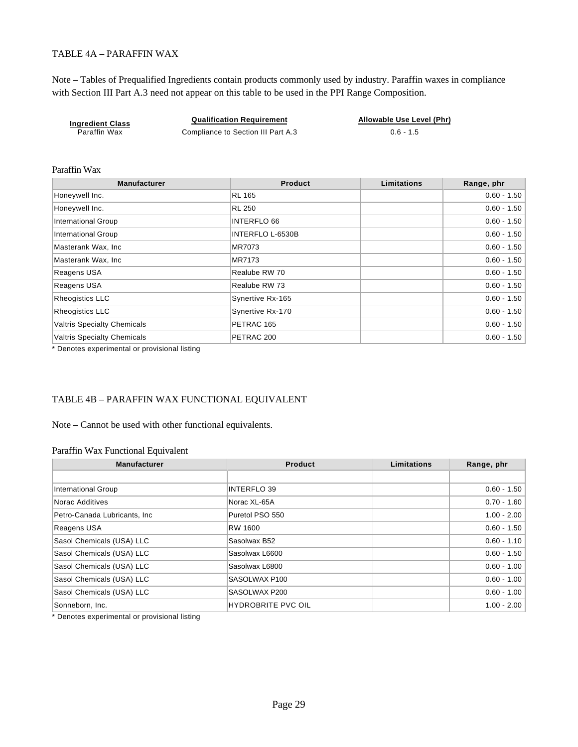## TABLE 4A – PARAFFIN WAX

Note – Tables of Prequalified Ingredients contain products commonly used by industry. Paraffin waxes in compliance with Section III Part A.3 need not appear on this table to be used in the PPI Range Composition.

| Ingredient Class | Qualification Requirement | Allowable Use Level (Phr) |
|---|---|---|
| Paraffin Wax | Compliance to Section III Part A.3 | 0.6 - 1.5 |

Paraffin Wax

| Manufacturer | Product | Limitations | Range, phr |
|---|---|---|---|
| Honeywell Inc. | RL 165 | | 0.60 - 1.50 |
| Honeywell Inc. | RL 250 | | 0.60 - 1.50 |
| International Group | INTERFLO 66 | | 0.60 - 1.50 |
| International Group | INTERFLO L-6530B | | 0.60 - 1.50 |
| Masterank Wax, Inc | MR7073 | | 0.60 - 1.50 |
| Masterank Wax, Inc | MR7173 | | 0.60 - 1.50 |
| Reagens USA | Realube RW 70 | | 0.60 - 1.50 |
| Reagens USA | Realube RW 73 | | 0.60 - 1.50 |
| Rheogistics LLC | Synertive Rx-165 | | 0.60 - 1.50 |
| Rheogistics LLC | Synertive Rx-170 | | 0.60 - 1.50 |
| Valtris Specialty Chemicals | PETRAC 165 | | 0.60 - 1.50 |
| Valtris Specialty Chemicals | PETRAC 200 | | 0.60 - 1.50 |

\* Denotes experimental or provisional listing

## TABLE 4B – PARAFFIN WAX FUNCTIONAL EQUIVALENT

Note – Cannot be used with other functional equivalents.

Paraffin Wax Functional Equivalent

| Manufacturer | Product | Limitations | Range, phr |
|---|---|---|---|
| | | | |
| International Group | INTERFLO 39 | | 0.60 - 1.50 |
| Norac Additives | Norac XL-65A | | 0.70 - 1.60 |
| Petro-Canada Lubricants, Inc | Puretol PSO 550 | | 1.00 - 2.00 |
| Reagens USA | RW 1600 | | 0.60 - 1.50 |
| Sasol Chemicals (USA) LLC | Sasolwax B52 | | 0.60 - 1.10 |
| Sasol Chemicals (USA) LLC | Sasolwax L6600 | | 0.60 - 1.50 |
| Sasol Chemicals (USA) LLC | Sasolwax L6800 | | 0.60 - 1.00 |
| Sasol Chemicals (USA) LLC | SASOLWAX P100 | | 0.60 - 1.00 |
| Sasol Chemicals (USA) LLC | SASOLWAX P200 | | 0.60 - 1.00 |
| Sonneborn, Inc. | HYDROBRITE PVC OIL | | 1.00 - 2.00 |

\* Denotes experimental or provisional listing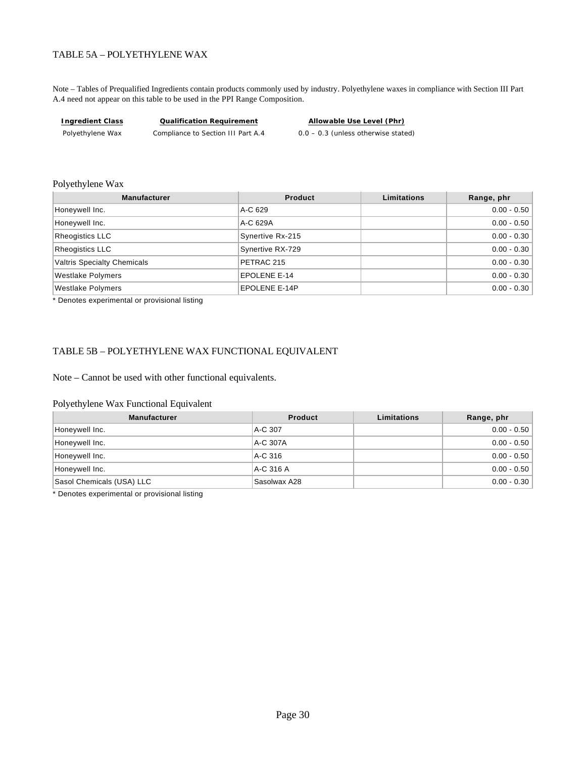## TABLE 5A – POLYETHYLENE WAX

Note – Tables of Prequalified Ingredients contain products commonly used by industry. Polyethylene waxes in compliance with Section III Part A.4 need not appear on this table to be used in the PPI Range Composition.

| Ingredient Class | Qualification Requirement | Allowable Use Level (Phr) |
|---|---|---|
| Polyethylene Wax | Compliance to Section III Part A.4 | 0.0 – 0.3 (unless otherwise stated) |

Polyethylene Wax

| Manufacturer | Product | Limitations | Range, phr |
|---|---|---|---|
| Honeywell Inc. | A-C 629 | | 0.00 - 0.50 |
| Honeywell Inc. | A-C 629A | | 0.00 - 0.50 |
| Rheogistics LLC | Synertive Rx-215 | | 0.00 - 0.30 |
| Rheogistics LLC | Synertive RX-729 | | 0.00 - 0.30 |
| Valtris Specialty Chemicals | PETRAC 215 | | 0.00 - 0.30 |
| Westlake Polymers | EPOLENE E-14 | | 0.00 - 0.30 |
| Westlake Polymers | EPOLENE E-14P | | 0.00 - 0.30 |

* Denotes experimental or provisional listing

## TABLE 5B – POLYETHYLENE WAX FUNCTIONAL EQUIVALENT

Note – Cannot be used with other functional equivalents.

Polyethylene Wax Functional Equivalent

| Manufacturer | Product | Limitations | Range, phr |
|---|---|---|---|
| Honeywell Inc. | A-C 307 | | 0.00 - 0.50 |
| Honeywell Inc. | A-C 307A | | 0.00 - 0.50 |
| Honeywell Inc. | A-C 316 | | 0.00 - 0.50 |
| Honeywell Inc. | A-C 316 A | | 0.00 - 0.50 |
| Sasol Chemicals (USA) LLC | Sasolwax A28 | | 0.00 - 0.30 |

* Denotes experimental or provisional listing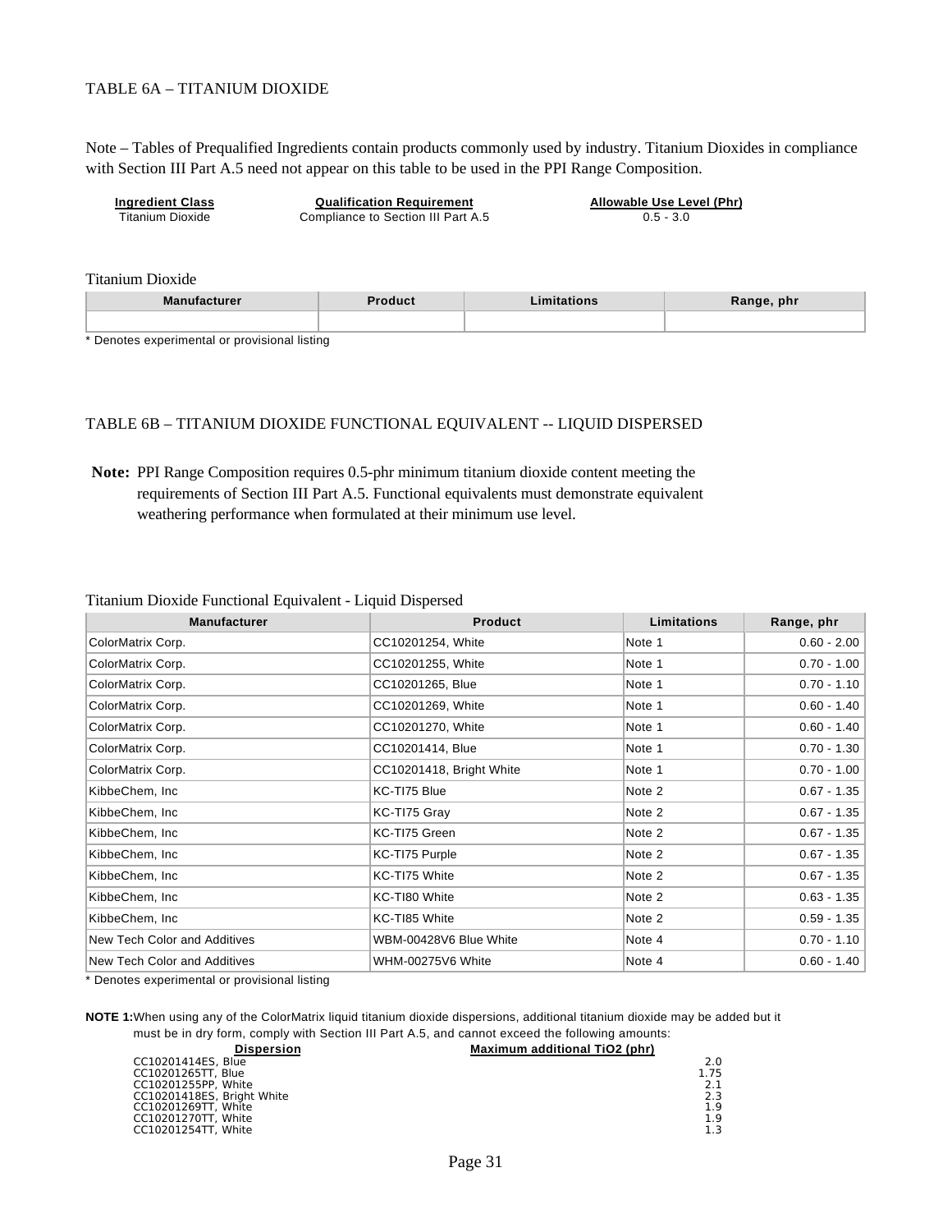TABLE 6A – TITANIUM DIOXIDE

Note – Tables of Prequalified Ingredients contain products commonly used by industry. Titanium Dioxides in compliance with Section III Part A.5 need not appear on this table to be used in the PPI Range Composition.

| Ingredient Class | Qualification Requirement | Allowable Use Level (Phr) |
|---|---|---|
| Titanium Dioxide | Compliance to Section III Part A.5 | 0.5 - 3.0 |

Titanium Dioxide

| Manufacturer | Product | Limitations | Range, phr |
|---|---|---|---|
| | | | |

* Denotes experimental or provisional listing

TABLE 6B – TITANIUM DIOXIDE FUNCTIONAL EQUIVALENT -- LIQUID DISPERSED

**Note:** PPI Range Composition requires 0.5-phr minimum titanium dioxide content meeting the requirements of Section III Part A.5. Functional equivalents must demonstrate equivalent weathering performance when formulated at their minimum use level.

Titanium Dioxide Functional Equivalent - Liquid Dispersed

| Manufacturer | Product | Limitations | Range, phr |
|---|---|---|---|
| ColorMatrix Corp. | CC10201254, White | Note 1 | 0.60 - 2.00 |
| ColorMatrix Corp. | CC10201255, White | Note 1 | 0.70 - 1.00 |
| ColorMatrix Corp. | CC10201265, Blue | Note 1 | 0.70 - 1.10 |
| ColorMatrix Corp. | CC10201269, White | Note 1 | 0.60 - 1.40 |
| ColorMatrix Corp. | CC10201270, White | Note 1 | 0.60 - 1.40 |
| ColorMatrix Corp. | CC10201414, Blue | Note 1 | 0.70 - 1.30 |
| ColorMatrix Corp. | CC10201418, Bright White | Note 1 | 0.70 - 1.00 |
| KibbeChem, Inc | KC-TI75 Blue | Note 2 | 0.67 - 1.35 |
| KibbeChem, Inc | KC-TI75 Gray | Note 2 | 0.67 - 1.35 |
| KibbeChem, Inc | KC-TI75 Green | Note 2 | 0.67 - 1.35 |
| KibbeChem, Inc | KC-TI75 Purple | Note 2 | 0.67 - 1.35 |
| KibbeChem, Inc | KC-TI75 White | Note 2 | 0.67 - 1.35 |
| KibbeChem, Inc | KC-TI80 White | Note 2 | 0.63 - 1.35 |
| KibbeChem, Inc | KC-TI85 White | Note 2 | 0.59 - 1.35 |
| New Tech Color and Additives | WBM-00428V6 Blue White | Note 4 | 0.70 - 1.10 |
| New Tech Color and Additives | WHM-00275V6 White | Note 4 | 0.60 - 1.40 |

* Denotes experimental or provisional listing

**NOTE 1:** When using any of the ColorMatrix liquid titanium dioxide dispersions, additional titanium dioxide may be added but it must be in dry form, comply with Section III Part A.5, and cannot exceed the following amounts:

| Dispersion | Maximum additional TiO2 (phr) |
|---|---|
| CC10201414ES, Blue | 2.0 |
| CC10201265TT, Blue | 1.75 |
| CC10201255PP, White | 2.1 |
| CC10201418ES, Bright White | 2.3 |
| CC10201269TT, White | 1.9 |
| CC10201270TT, White | 1.9 |
| CC10201254TT, White | 1.3 |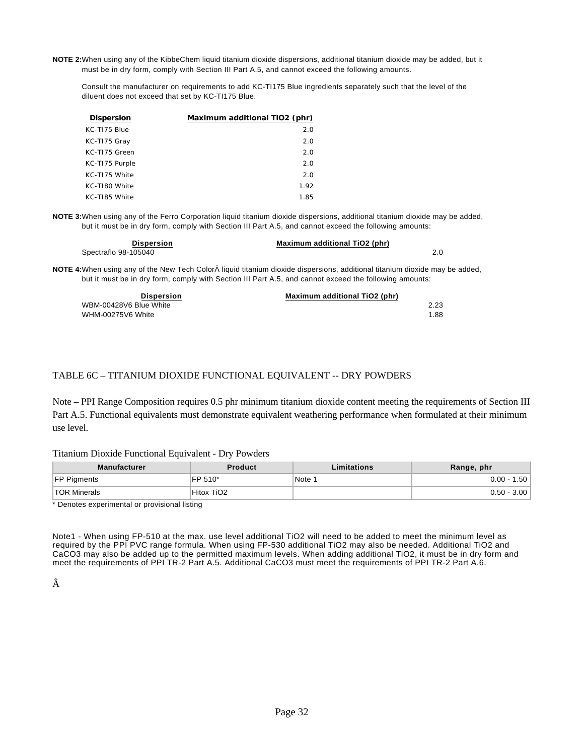**NOTE 2:** When using any of the KibbeChem liquid titanium dioxide dispersions, additional titanium dioxide may be added, but it must be in dry form, comply with Section III Part A.5, and cannot exceed the following amounts.

Consult the manufacturer on requirements to add KC-TI175 Blue ingredients separately such that the level of the diluent does not exceed that set by KC-TI175 Blue.

| Dispersion | Maximum additional TiO2 (phr) |
|---|---|
| KC-TI75 Blue | 2.0 |
| KC-TI75 Gray | 2.0 |
| KC-TI75 Green | 2.0 |
| KC-TI75 Purple | 2.0 |
| KC-TI75 White | 2.0 |
| KC-TI80 White | 1.92 |
| KC-TI85 White | 1.85 |

**NOTE 3:** When using any of the Ferro Corporation liquid titanium dioxide dispersions, additional titanium dioxide may be added, but it must be in dry form, comply with Section III Part A.5, and cannot exceed the following amounts:

| Dispersion | Maximum additional TiO2 (phr) |
|---|---|
| Spectraflo 98-105040 | 2.0 |

**NOTE 4:** When using any of the New Tech ColorÂ liquid titanium dioxide dispersions, additional titanium dioxide may be added, but it must be in dry form, comply with Section III Part A.5, and cannot exceed the following amounts:

| Dispersion | Maximum additional TiO2 (phr) |
|---|---|
| WBM-00428V6 Blue White | 2.23 |
| WHM-00275V6 White | 1.88 |

TABLE 6C – TITANIUM DIOXIDE FUNCTIONAL EQUIVALENT -- DRY POWDERS

Note – PPI Range Composition requires 0.5 phr minimum titanium dioxide content meeting the requirements of Section III Part A.5. Functional equivalents must demonstrate equivalent weathering performance when formulated at their minimum use level.

Titanium Dioxide Functional Equivalent - Dry Powders

| Manufacturer | Product | Limitations | Range, phr |
|---|---|---|---|
| FP Pigments | FP 510* | Note 1 | 0.00 - 1.50 |
| TOR Minerals | Hitox TiO2 | | 0.50 - 3.00 |

\* Denotes experimental or provisional listing

Note1 - When using FP-510 at the max. use level additional TiO2 will need to be added to meet the minimum level as required by the PPI PVC range formula. When using FP-530 additional TiO2 may also be needed. Additional TiO2 and CaCO3 may also be added up to the permitted maximum levels. When adding additional TiO2, it must be in dry form and meet the requirements of PPI TR-2 Part A.5. Additional CaCO3 must meet the requirements of PPI TR-2 Part A.6.

Â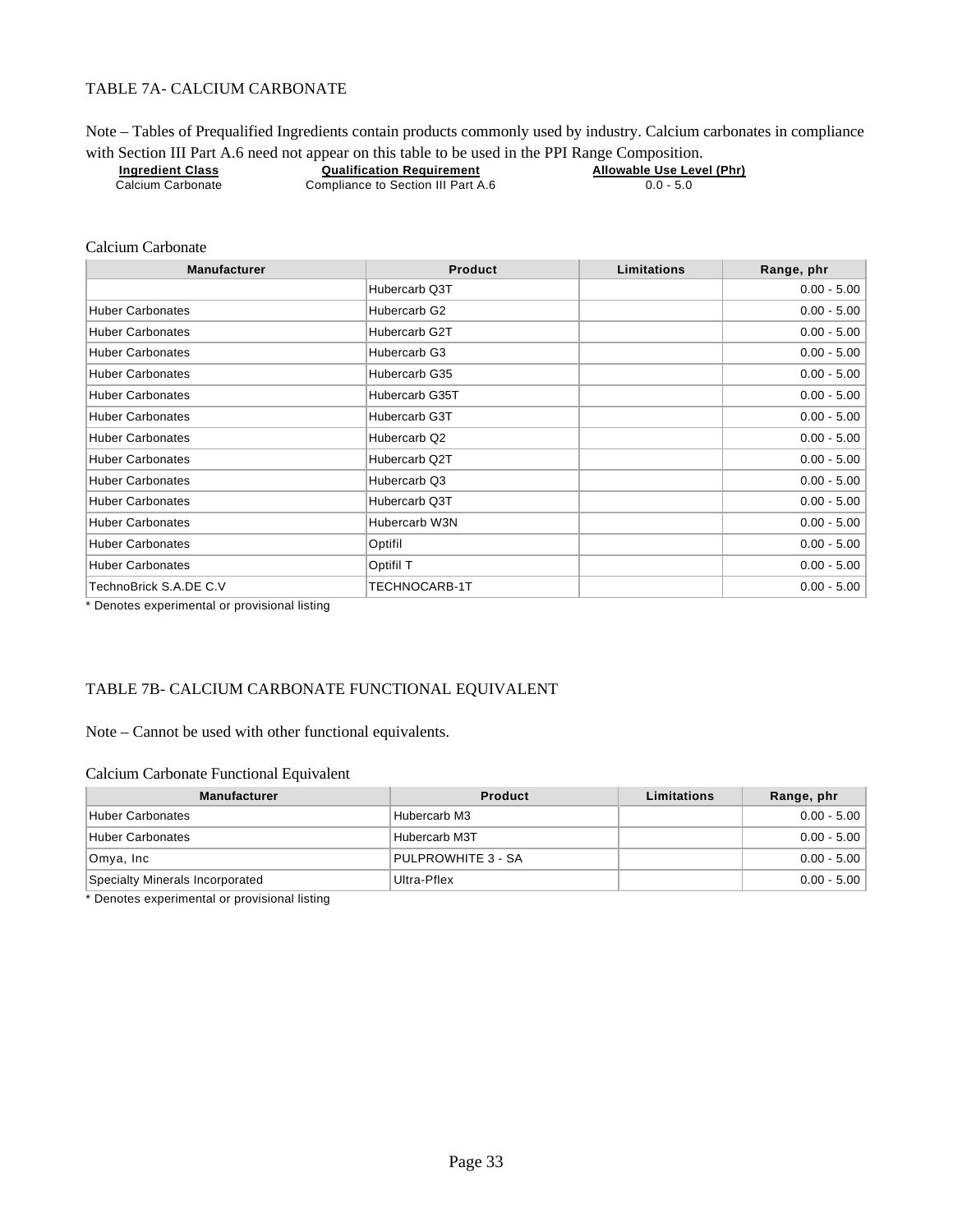## TABLE 7A- CALCIUM CARBONATE

Note – Tables of Prequalified Ingredients contain products commonly used by industry. Calcium carbonates in compliance with Section III Part A.6 need not appear on this table to be used in the PPI Range Composition.

| Ingredient Class | Qualification Requirement | Allowable Use Level (Phr) |
|---|---|---|
| Calcium Carbonate | Compliance to Section III Part A.6 | 0.0 - 5.0 |

Calcium Carbonate

| Manufacturer | Product | Limitations | Range, phr |
|---|---|---|---|
| | Hubercarb Q3T | | 0.00 - 5.00 |
| Huber Carbonates | Hubercarb G2 | | 0.00 - 5.00 |
| Huber Carbonates | Hubercarb G2T | | 0.00 - 5.00 |
| Huber Carbonates | Hubercarb G3 | | 0.00 - 5.00 |
| Huber Carbonates | Hubercarb G35 | | 0.00 - 5.00 |
| Huber Carbonates | Hubercarb G35T | | 0.00 - 5.00 |
| Huber Carbonates | Hubercarb G3T | | 0.00 - 5.00 |
| Huber Carbonates | Hubercarb Q2 | | 0.00 - 5.00 |
| Huber Carbonates | Hubercarb Q2T | | 0.00 - 5.00 |
| Huber Carbonates | Hubercarb Q3 | | 0.00 - 5.00 |
| Huber Carbonates | Hubercarb Q3T | | 0.00 - 5.00 |
| Huber Carbonates | Hubercarb W3N | | 0.00 - 5.00 |
| Huber Carbonates | Optifil | | 0.00 - 5.00 |
| Huber Carbonates | Optifil T | | 0.00 - 5.00 |
| TechnoBrick S.A.DE C.V | TECHNOCARB-1T | | 0.00 - 5.00 |

* Denotes experimental or provisional listing

## TABLE 7B- CALCIUM CARBONATE FUNCTIONAL EQUIVALENT

Note – Cannot be used with other functional equivalents.

Calcium Carbonate Functional Equivalent

| Manufacturer | Product | Limitations | Range, phr |
|---|---|---|---|
| Huber Carbonates | Hubercarb M3 | | 0.00 - 5.00 |
| Huber Carbonates | Hubercarb M3T | | 0.00 - 5.00 |
| Omya, Inc | PULPROWHITE 3 - SA | | 0.00 - 5.00 |
| Specialty Minerals Incorporated | Ultra-Pflex | | 0.00 - 5.00 |

* Denotes experimental or provisional listing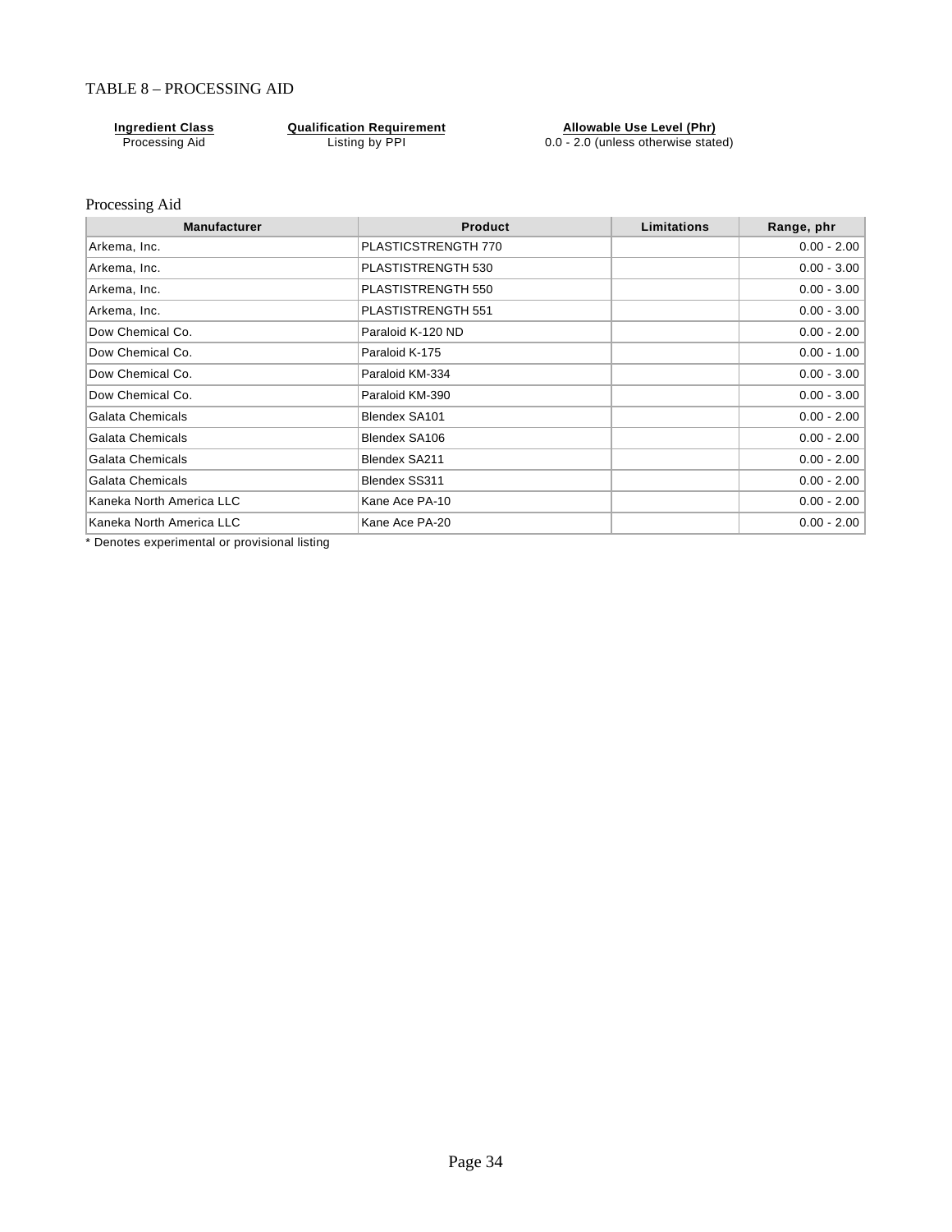## TABLE 8 – PROCESSING AID

| Ingredient Class | Qualification Requirement | Allowable Use Level (Phr) |
|---|---|---|
| Processing Aid | Listing by PPI | 0.0 - 2.0 (unless otherwise stated) |

Processing Aid

| Manufacturer | Product | Limitations | Range, phr |
|---|---|---|---|
| Arkema, Inc. | PLASTICSTRENGTH 770 | | 0.00 - 2.00 |
| Arkema, Inc. | PLASTISTRENGTH 530 | | 0.00 - 3.00 |
| Arkema, Inc. | PLASTISTRENGTH 550 | | 0.00 - 3.00 |
| Arkema, Inc. | PLASTISTRENGTH 551 | | 0.00 - 3.00 |
| Dow Chemical Co. | Paraloid K-120 ND | | 0.00 - 2.00 |
| Dow Chemical Co. | Paraloid K-175 | | 0.00 - 1.00 |
| Dow Chemical Co. | Paraloid KM-334 | | 0.00 - 3.00 |
| Dow Chemical Co. | Paraloid KM-390 | | 0.00 - 3.00 |
| Galata Chemicals | Blendex SA101 | | 0.00 - 2.00 |
| Galata Chemicals | Blendex SA106 | | 0.00 - 2.00 |
| Galata Chemicals | Blendex SA211 | | 0.00 - 2.00 |
| Galata Chemicals | Blendex SS311 | | 0.00 - 2.00 |
| Kaneka North America LLC | Kane Ace PA-10 | | 0.00 - 2.00 |
| Kaneka North America LLC | Kane Ace PA-20 | | 0.00 - 2.00 |

* Denotes experimental or provisional listing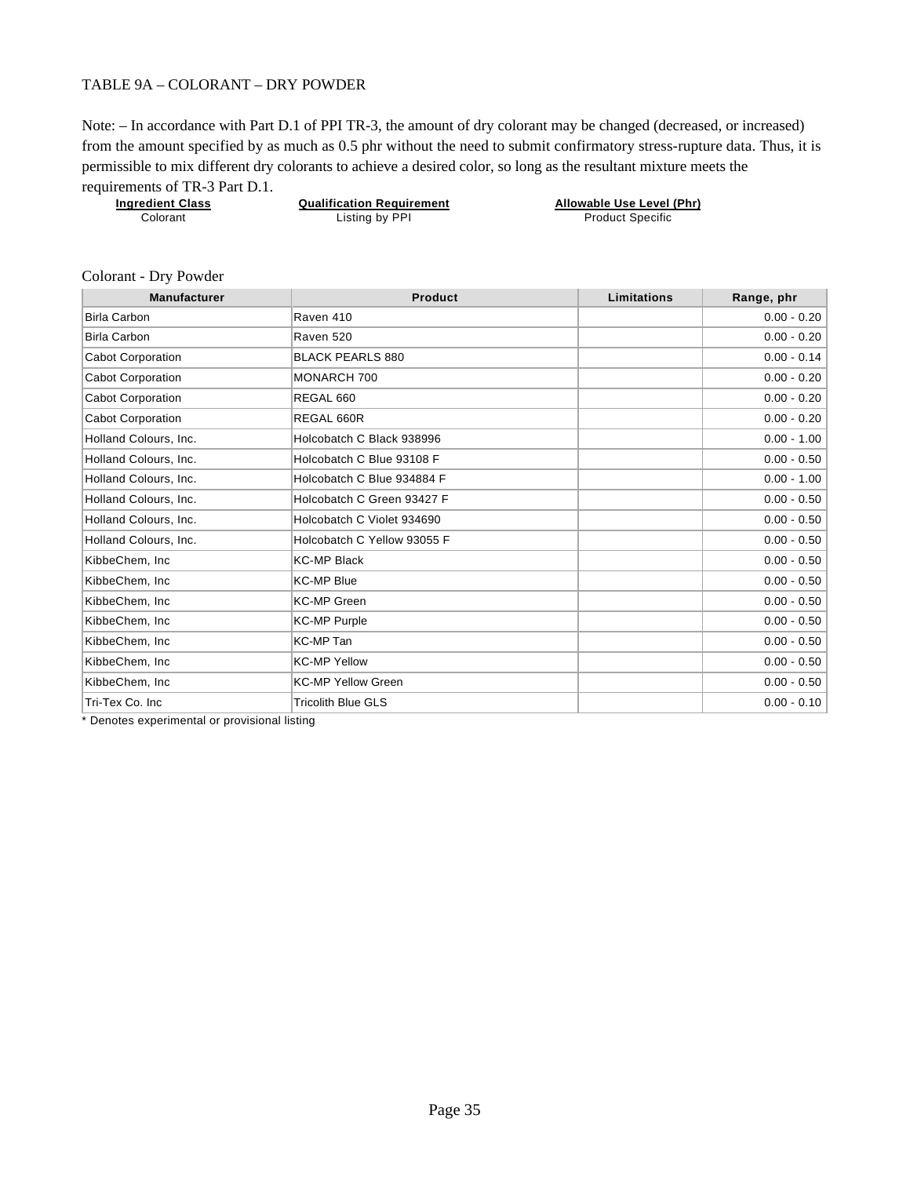TABLE 9A – COLORANT – DRY POWDER

Note: – In accordance with Part D.1 of PPI TR-3, the amount of dry colorant may be changed (decreased, or increased) from the amount specified by as much as 0.5 phr without the need to submit confirmatory stress-rupture data. Thus, it is permissible to mix different dry colorants to achieve a desired color, so long as the resultant mixture meets the requirements of TR-3 Part D.1.

| Ingredient Class | Qualification Requirement | Allowable Use Level (Phr) |
|---|---|---|
| Colorant | Listing by PPI | Product Specific |

Colorant - Dry Powder

| Manufacturer | Product | Limitations | Range, phr |
|---|---|---|---|
| Birla Carbon | Raven 410 | | 0.00 - 0.20 |
| Birla Carbon | Raven 520 | | 0.00 - 0.20 |
| Cabot Corporation | BLACK PEARLS 880 | | 0.00 - 0.14 |
| Cabot Corporation | MONARCH 700 | | 0.00 - 0.20 |
| Cabot Corporation | REGAL 660 | | 0.00 - 0.20 |
| Cabot Corporation | REGAL 660R | | 0.00 - 0.20 |
| Holland Colours, Inc. | Holcobatch C Black 938996 | | 0.00 - 1.00 |
| Holland Colours, Inc. | Holcobatch C Blue 93108 F | | 0.00 - 0.50 |
| Holland Colours, Inc. | Holcobatch C Blue 934884 F | | 0.00 - 1.00 |
| Holland Colours, Inc. | Holcobatch C Green 93427 F | | 0.00 - 0.50 |
| Holland Colours, Inc. | Holcobatch C Violet 934690 | | 0.00 - 0.50 |
| Holland Colours, Inc. | Holcobatch C Yellow 93055 F | | 0.00 - 0.50 |
| KibbeChem, Inc | KC-MP Black | | 0.00 - 0.50 |
| KibbeChem, Inc | KC-MP Blue | | 0.00 - 0.50 |
| KibbeChem, Inc | KC-MP Green | | 0.00 - 0.50 |
| KibbeChem, Inc | KC-MP Purple | | 0.00 - 0.50 |
| KibbeChem, Inc | KC-MP Tan | | 0.00 - 0.50 |
| KibbeChem, Inc | KC-MP Yellow | | 0.00 - 0.50 |
| KibbeChem, Inc | KC-MP Yellow Green | | 0.00 - 0.50 |
| Tri-Tex Co. Inc | Tricolith Blue GLS | | 0.00 - 0.10 |

* Denotes experimental or provisional listing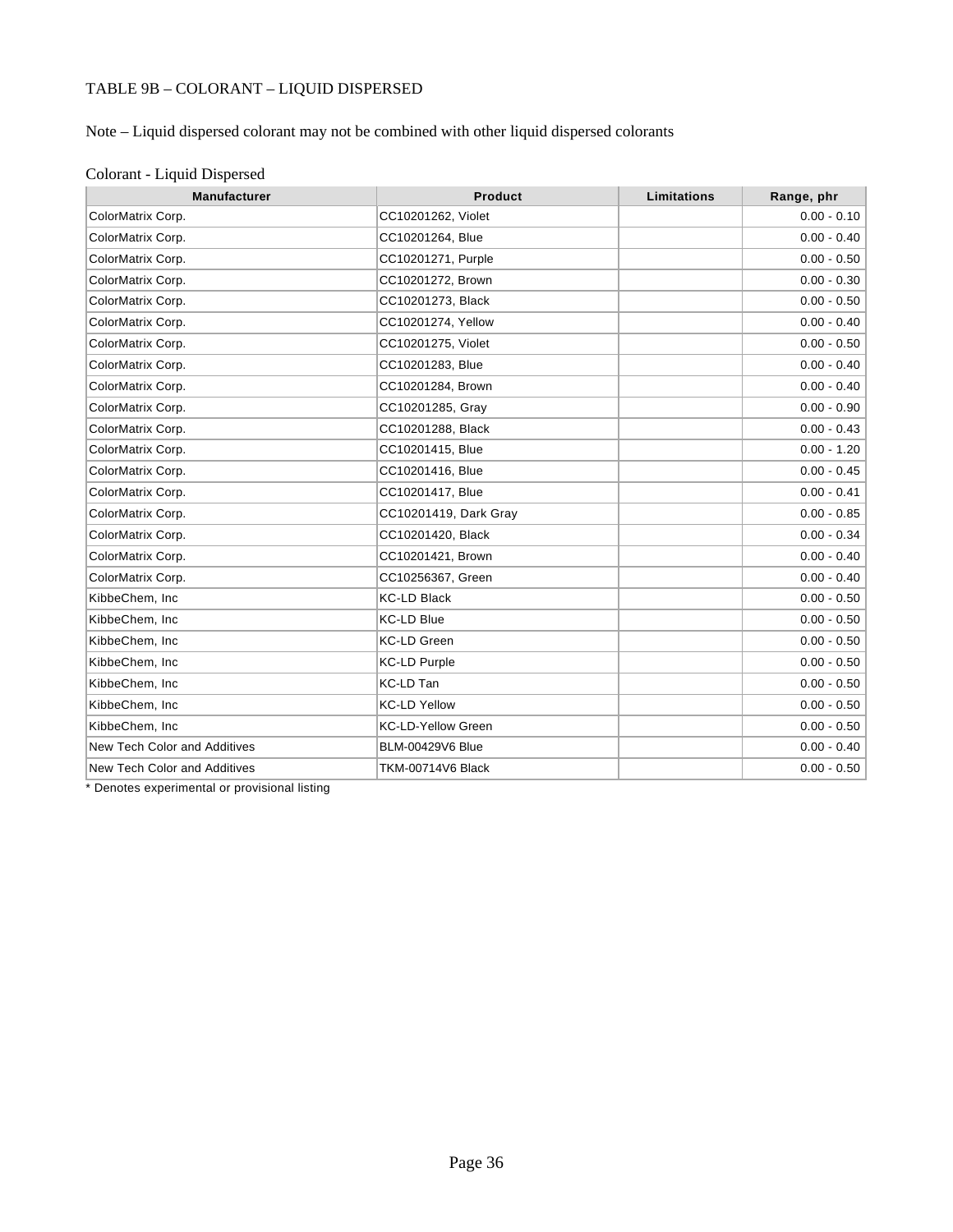TABLE 9B – COLORANT – LIQUID DISPERSED

Note – Liquid dispersed colorant may not be combined with other liquid dispersed colorants

Colorant - Liquid Dispersed

| Manufacturer | Product | Limitations | Range, phr |
|---|---|---|---|
| ColorMatrix Corp. | CC10201262, Violet | | 0.00 - 0.10 |
| ColorMatrix Corp. | CC10201264, Blue | | 0.00 - 0.40 |
| ColorMatrix Corp. | CC10201271, Purple | | 0.00 - 0.50 |
| ColorMatrix Corp. | CC10201272, Brown | | 0.00 - 0.30 |
| ColorMatrix Corp. | CC10201273, Black | | 0.00 - 0.50 |
| ColorMatrix Corp. | CC10201274, Yellow | | 0.00 - 0.40 |
| ColorMatrix Corp. | CC10201275, Violet | | 0.00 - 0.50 |
| ColorMatrix Corp. | CC10201283, Blue | | 0.00 - 0.40 |
| ColorMatrix Corp. | CC10201284, Brown | | 0.00 - 0.40 |
| ColorMatrix Corp. | CC10201285, Gray | | 0.00 - 0.90 |
| ColorMatrix Corp. | CC10201288, Black | | 0.00 - 0.43 |
| ColorMatrix Corp. | CC10201415, Blue | | 0.00 - 1.20 |
| ColorMatrix Corp. | CC10201416, Blue | | 0.00 - 0.45 |
| ColorMatrix Corp. | CC10201417, Blue | | 0.00 - 0.41 |
| ColorMatrix Corp. | CC10201419, Dark Gray | | 0.00 - 0.85 |
| ColorMatrix Corp. | CC10201420, Black | | 0.00 - 0.34 |
| ColorMatrix Corp. | CC10201421, Brown | | 0.00 - 0.40 |
| ColorMatrix Corp. | CC10256367, Green | | 0.00 - 0.40 |
| KibbeChem, Inc | KC-LD Black | | 0.00 - 0.50 |
| KibbeChem, Inc | KC-LD Blue | | 0.00 - 0.50 |
| KibbeChem, Inc | KC-LD Green | | 0.00 - 0.50 |
| KibbeChem, Inc | KC-LD Purple | | 0.00 - 0.50 |
| KibbeChem, Inc | KC-LD Tan | | 0.00 - 0.50 |
| KibbeChem, Inc | KC-LD Yellow | | 0.00 - 0.50 |
| KibbeChem, Inc | KC-LD-Yellow Green | | 0.00 - 0.50 |
| New Tech Color and Additives | BLM-00429V6 Blue | | 0.00 - 0.40 |
| New Tech Color and Additives | TKM-00714V6 Black | | 0.00 - 0.50 |

* Denotes experimental or provisional listing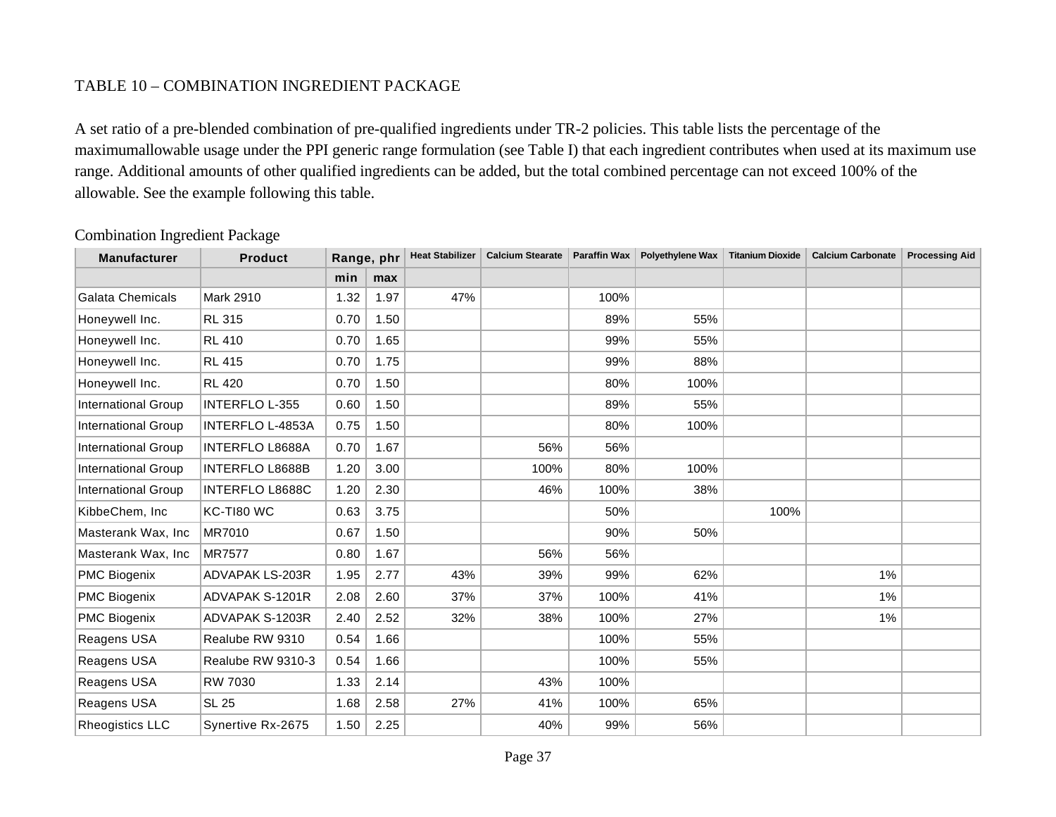TABLE 10 – COMBINATION INGREDIENT PACKAGE

A set ratio of a pre-blended combination of pre-qualified ingredients under TR-2 policies. This table lists the percentage of the maximumallowable usage under the PPI generic range formulation (see Table I) that each ingredient contributes when used at its maximum use range. Additional amounts of other qualified ingredients can be added, but the total combined percentage can not exceed 100% of the allowable. See the example following this table.

Combination Ingredient Package

| Manufacturer | Product | Range, phr | | Heat Stabilizer | Calcium Stearate | Paraffin Wax | Polyethylene Wax | Titanium Dioxide | Calcium Carbonate | Processing Aid |
|---|---|---|---|---|---|---|---|---|---|---|
| | | min | max | | | | | | | |
| Galata Chemicals | Mark 2910 | 1.32 | 1.97 | 47% | | 100% | | | | |
| Honeywell Inc. | RL 315 | 0.70 | 1.50 | | | 89% | 55% | | | |
| Honeywell Inc. | RL 410 | 0.70 | 1.65 | | | 99% | 55% | | | |
| Honeywell Inc. | RL 415 | 0.70 | 1.75 | | | 99% | 88% | | | |
| Honeywell Inc. | RL 420 | 0.70 | 1.50 | | | 80% | 100% | | | |
| International Group | INTERFLO L-355 | 0.60 | 1.50 | | | 89% | 55% | | | |
| International Group | INTERFLO L-4853A | 0.75 | 1.50 | | | 80% | 100% | | | |
| International Group | INTERFLO L8688A | 0.70 | 1.67 | | 56% | 56% | | | | |
| International Group | INTERFLO L8688B | 1.20 | 3.00 | | 100% | 80% | 100% | | | |
| International Group | INTERFLO L8688C | 1.20 | 2.30 | | 46% | 100% | 38% | | | |
| KibbeChem, Inc | KC-TI80 WC | 0.63 | 3.75 | | | 50% | | 100% | | |
| Masterank Wax, Inc | MR7010 | 0.67 | 1.50 | | | 90% | 50% | | | |
| Masterank Wax, Inc | MR7577 | 0.80 | 1.67 | | 56% | 56% | | | | |
| PMC Biogenix | ADVAPAK LS-203R | 1.95 | 2.77 | 43% | 39% | 99% | 62% | | 1% | |
| PMC Biogenix | ADVAPAK S-1201R | 2.08 | 2.60 | 37% | 37% | 100% | 41% | | 1% | |
| PMC Biogenix | ADVAPAK S-1203R | 2.40 | 2.52 | 32% | 38% | 100% | 27% | | 1% | |
| Reagens USA | Realube RW 9310 | 0.54 | 1.66 | | | 100% | 55% | | | |
| Reagens USA | Realube RW 9310-3 | 0.54 | 1.66 | | | 100% | 55% | | | |
| Reagens USA | RW 7030 | 1.33 | 2.14 | | 43% | 100% | | | | |
| Reagens USA | SL 25 | 1.68 | 2.58 | 27% | 41% | 100% | 65% | | | |
| Rheogistics LLC | Synertive Rx-2675 | 1.50 | 2.25 | | 40% | 99% | 56% | | | |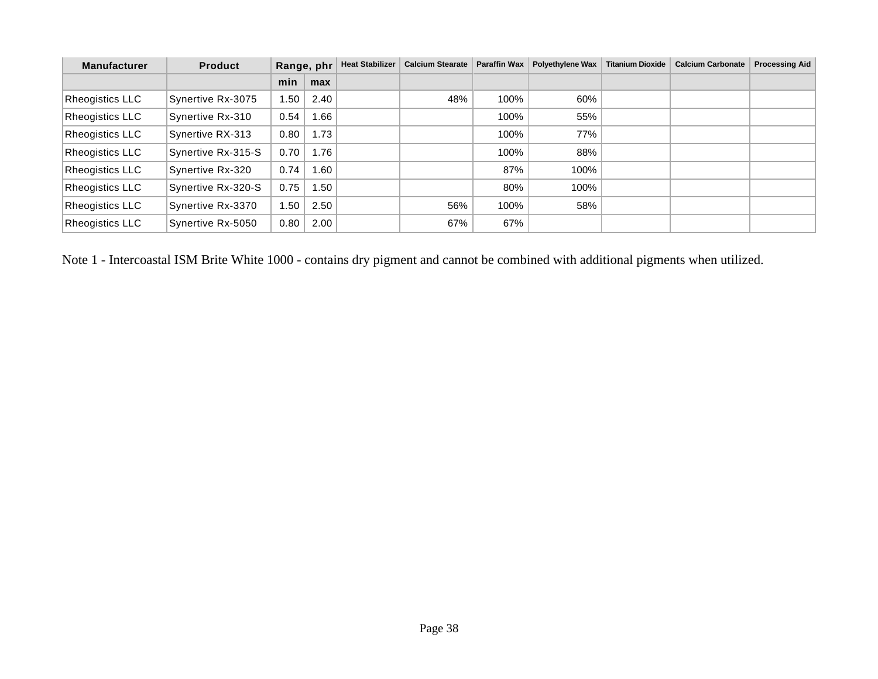| Manufacturer | Product | Range, phr | | Heat Stabilizer | Calcium Stearate | Paraffin Wax | Polyethylene Wax | Titanium Dioxide | Calcium Carbonate | Processing Aid |
|---|---|---|---|---|---|---|---|---|---|---|
| | | min | max | | | | | | | |
| Rheogistics LLC | Synertive Rx-3075 | 1.50 | 2.40 | | 48% | 100% | 60% | | | |
| Rheogistics LLC | Synertive Rx-310 | 0.54 | 1.66 | | | 100% | 55% | | | |
| Rheogistics LLC | Synertive RX-313 | 0.80 | 1.73 | | | 100% | 77% | | | |
| Rheogistics LLC | Synertive Rx-315-S | 0.70 | 1.76 | | | 100% | 88% | | | |
| Rheogistics LLC | Synertive Rx-320 | 0.74 | 1.60 | | | 87% | 100% | | | |
| Rheogistics LLC | Synertive Rx-320-S | 0.75 | 1.50 | | | 80% | 100% | | | |
| Rheogistics LLC | Synertive Rx-3370 | 1.50 | 2.50 | | 56% | 100% | 58% | | | |
| Rheogistics LLC | Synertive Rx-5050 | 0.80 | 2.00 | | 67% | 67% | | | | |

Note 1 - Intercoastal ISM Brite White 1000 - contains dry pigment and cannot be combined with additional pigments when utilized.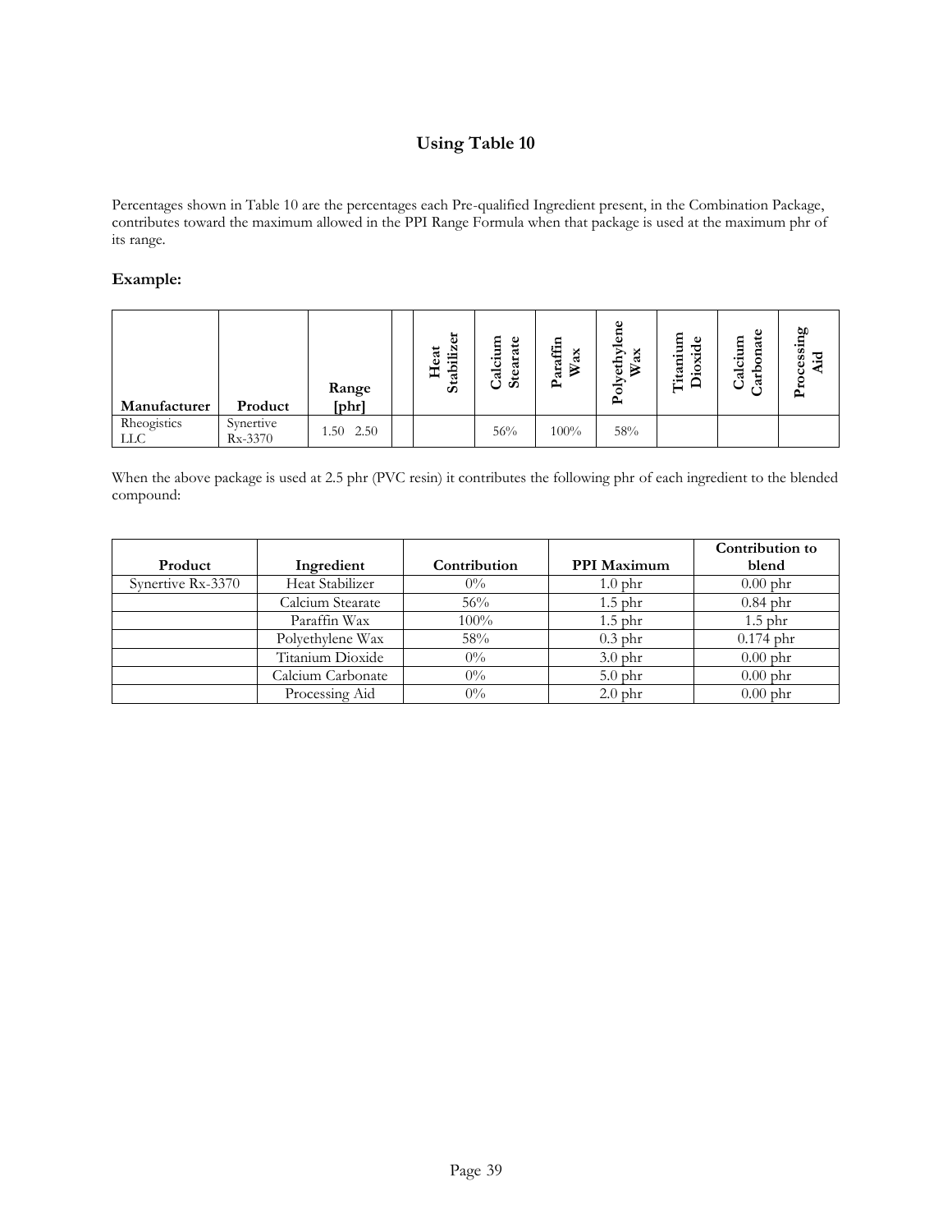## Using Table 10

Percentages shown in Table 10 are the percentages each Pre-qualified Ingredient present, in the Combination Package, contributes toward the maximum allowed in the PPI Range Formula when that package is used at the maximum phr of its range.

### Example:

| Manufacturer | Product | Range [phr] | | Heat Stabilizer | Calcium Stearate | Paraffin Wax | Polyethylene Wax | Titanium Dioxide | Calcium Carbonate | Processing Aid |
|---|---|---|---|---|---|---|---|---|---|---|
| Rheogistics LLC | Synertive Rx-3370 | 1.50 2.50 | | | 56% | 100% | 58% | | | |

When the above package is used at 2.5 phr (PVC resin) it contributes the following phr of each ingredient to the blended compound:

| Product | Ingredient | Contribution | PPI Maximum | Contribution to blend |
|---|---|---|---|---|
| Synertive Rx-3370 | Heat Stabilizer | 0% | 1.0 phr | 0.00 phr |
| | Calcium Stearate | 56% | 1.5 phr | 0.84 phr |
| | Paraffin Wax | 100% | 1.5 phr | 1.5 phr |
| | Polyethylene Wax | 58% | 0.3 phr | 0.174 phr |
| | Titanium Dioxide | 0% | 3.0 phr | 0.00 phr |
| | Calcium Carbonate | 0% | 5.0 phr | 0.00 phr |
| | Processing Aid | 0% | 2.0 phr | 0.00 phr |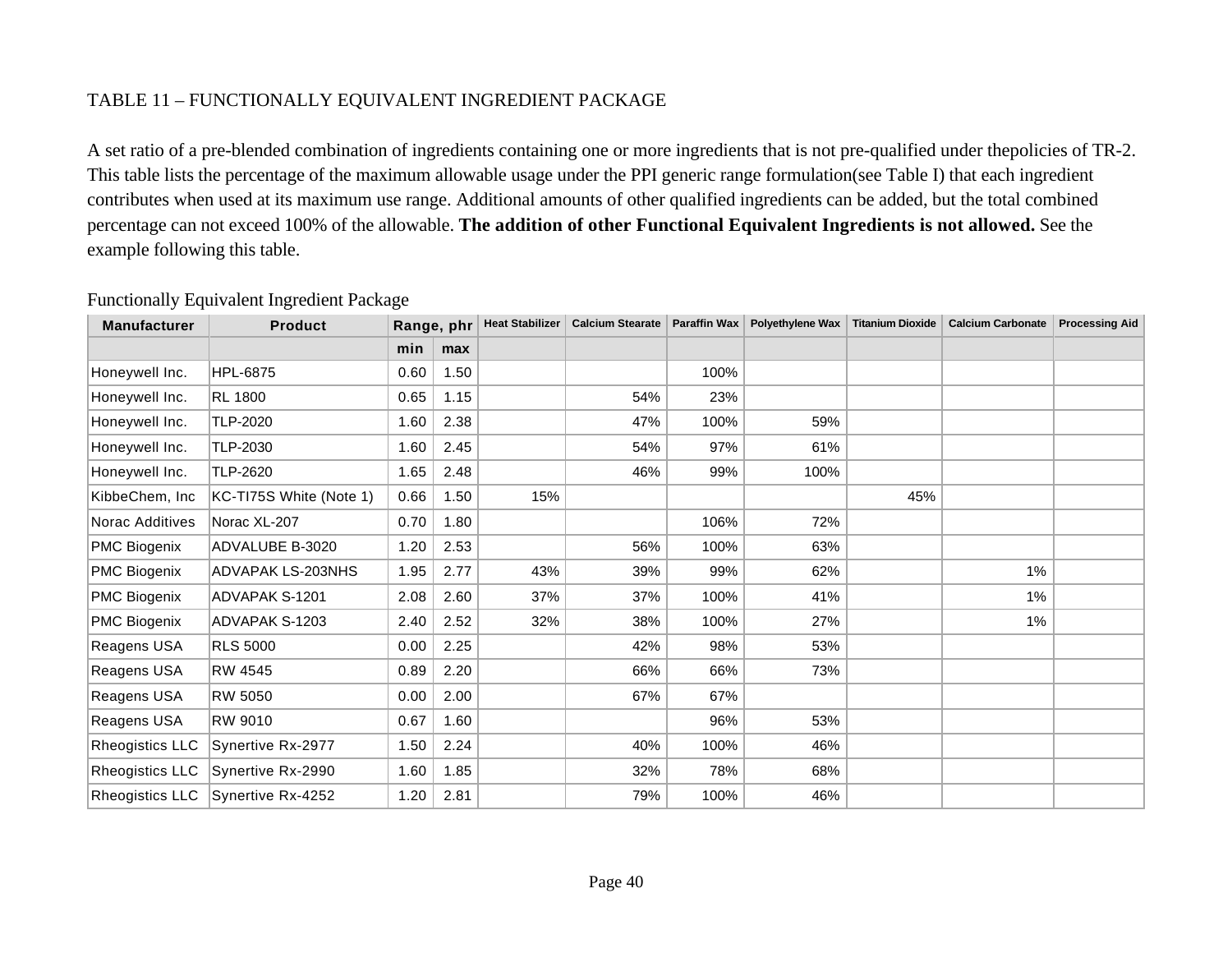TABLE 11 – FUNCTIONALLY EQUIVALENT INGREDIENT PACKAGE

A set ratio of a pre-blended combination of ingredients containing one or more ingredients that is not pre-qualified under thepolicies of TR-2. This table lists the percentage of the maximum allowable usage under the PPI generic range formulation(see Table I) that each ingredient contributes when used at its maximum use range. Additional amounts of other qualified ingredients can be added, but the total combined percentage can not exceed 100% of the allowable. **The addition of other Functional Equivalent Ingredients is not allowed.** See the example following this table.

Functionally Equivalent Ingredient Package

| Manufacturer | Product | Range, phr | | Heat Stabilizer | Calcium Stearate | Paraffin Wax | Polyethylene Wax | Titanium Dioxide | Calcium Carbonate | Processing Aid |
|---|---|---|---|---|---|---|---|---|---|---|
| | | min | max | | | | | | | |
| Honeywell Inc. | HPL-6875 | 0.60 | 1.50 | | | 100% | | | | |
| Honeywell Inc. | RL 1800 | 0.65 | 1.15 | | 54% | 23% | | | | |
| Honeywell Inc. | TLP-2020 | 1.60 | 2.38 | | 47% | 100% | 59% | | | |
| Honeywell Inc. | TLP-2030 | 1.60 | 2.45 | | 54% | 97% | 61% | | | |
| Honeywell Inc. | TLP-2620 | 1.65 | 2.48 | | 46% | 99% | 100% | | | |
| KibbeChem, Inc | KC-TI75S White (Note 1) | 0.66 | 1.50 | 15% | | | | 45% | | |
| Norac Additives | Norac XL-207 | 0.70 | 1.80 | | | 106% | 72% | | | |
| PMC Biogenix | ADVALUBE B-3020 | 1.20 | 2.53 | | 56% | 100% | 63% | | | |
| PMC Biogenix | ADVAPAK LS-203NHS | 1.95 | 2.77 | 43% | 39% | 99% | 62% | | 1% | |
| PMC Biogenix | ADVAPAK S-1201 | 2.08 | 2.60 | 37% | 37% | 100% | 41% | | 1% | |
| PMC Biogenix | ADVAPAK S-1203 | 2.40 | 2.52 | 32% | 38% | 100% | 27% | | 1% | |
| Reagens USA | RLS 5000 | 0.00 | 2.25 | | 42% | 98% | 53% | | | |
| Reagens USA | RW 4545 | 0.89 | 2.20 | | 66% | 66% | 73% | | | |
| Reagens USA | RW 5050 | 0.00 | 2.00 | | 67% | 67% | | | | |
| Reagens USA | RW 9010 | 0.67 | 1.60 | | | 96% | 53% | | | |
| Rheogistics LLC | Synertive Rx-2977 | 1.50 | 2.24 | | 40% | 100% | 46% | | | |
| Rheogistics LLC | Synertive Rx-2990 | 1.60 | 1.85 | | 32% | 78% | 68% | | | |
| Rheogistics LLC | Synertive Rx-4252 | 1.20 | 2.81 | | 79% | 100% | 46% | | | |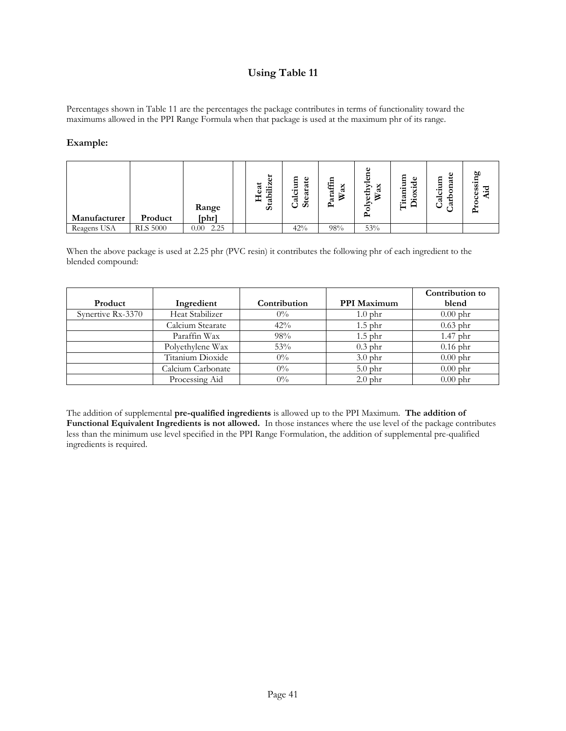## Using Table 11

Percentages shown in Table 11 are the percentages the package contributes in terms of functionality toward the maximums allowed in the PPI Range Formula when that package is used at the maximum phr of its range.

### Example:

| Manufacturer | Product | Range [phr] | | Heat Stabilizer | Calcium Stearate | Paraffin Wax | Polyethylene Wax | Titanium Dioxide | Calcium Carbonate | Processing Aid |
|---|---|---|---|---|---|---|---|---|---|---|
| Reagens USA | RLS 5000 | 0.00 2.25 | | | 42% | 98% | 53% | | | |

When the above package is used at 2.25 phr (PVC resin) it contributes the following phr of each ingredient to the blended compound:

| Product | Ingredient | Contribution | PPI Maximum | Contribution to blend |
|---|---|---|---|---|
| Synertive Rx-3370 | Heat Stabilizer | 0% | 1.0 phr | 0.00 phr |
| | Calcium Stearate | 42% | 1.5 phr | 0.63 phr |
| | Paraffin Wax | 98% | 1.5 phr | 1.47 phr |
| | Polyethylene Wax | 53% | 0.3 phr | 0.16 phr |
| | Titanium Dioxide | 0% | 3.0 phr | 0.00 phr |
| | Calcium Carbonate | 0% | 5.0 phr | 0.00 phr |
| | Processing Aid | 0% | 2.0 phr | 0.00 phr |

The addition of supplemental **pre-qualified ingredients** is allowed up to the PPI Maximum. **The addition of Functional Equivalent Ingredients is not allowed.** In those instances where the use level of the package contributes less than the minimum use level specified in the PPI Range Formulation, the addition of supplemental pre-qualified ingredients is required.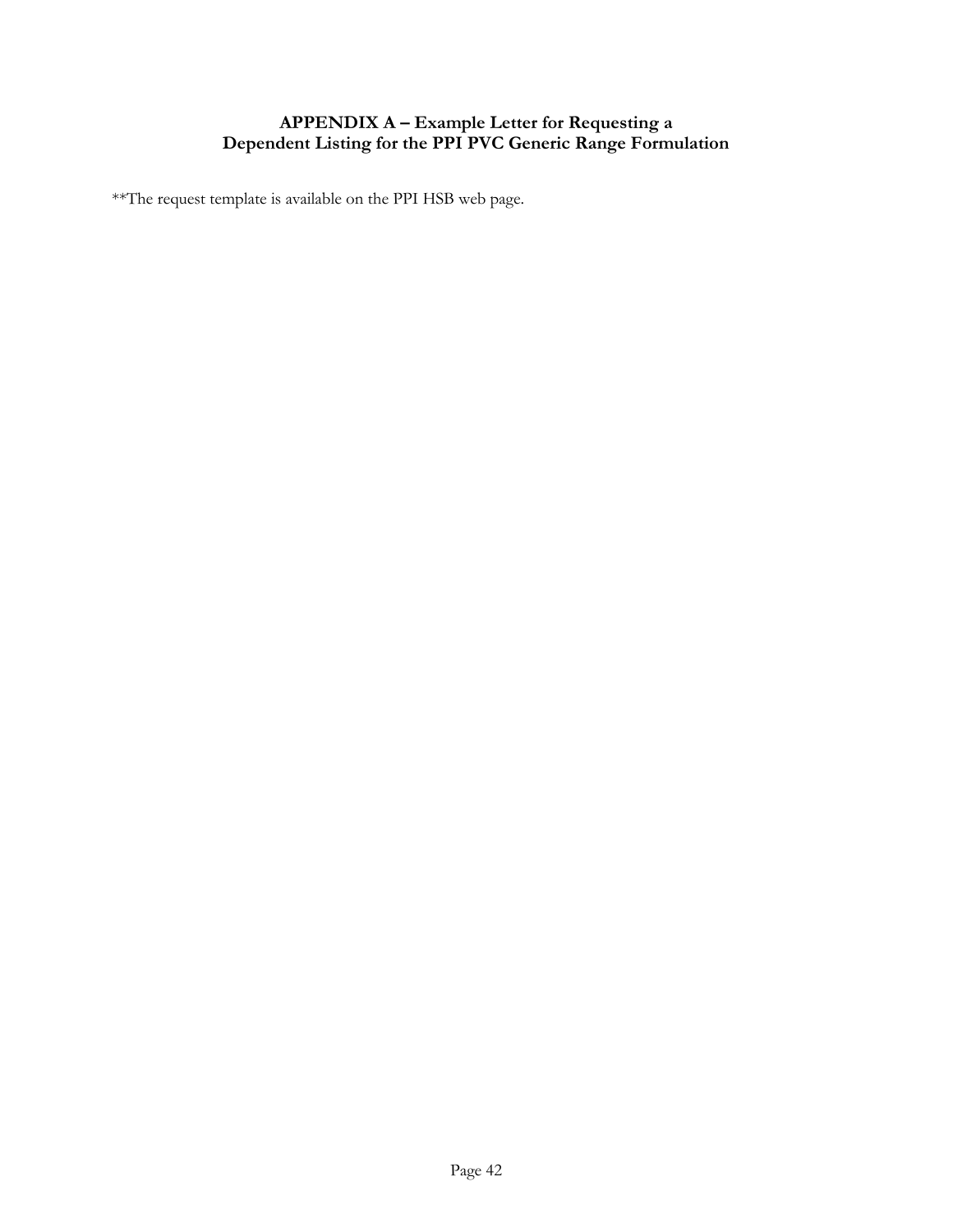## APPENDIX A – Example Letter for Requesting a Dependent Listing for the PPI PVC Generic Range Formulation

**The request template is available on the PPI HSB web page.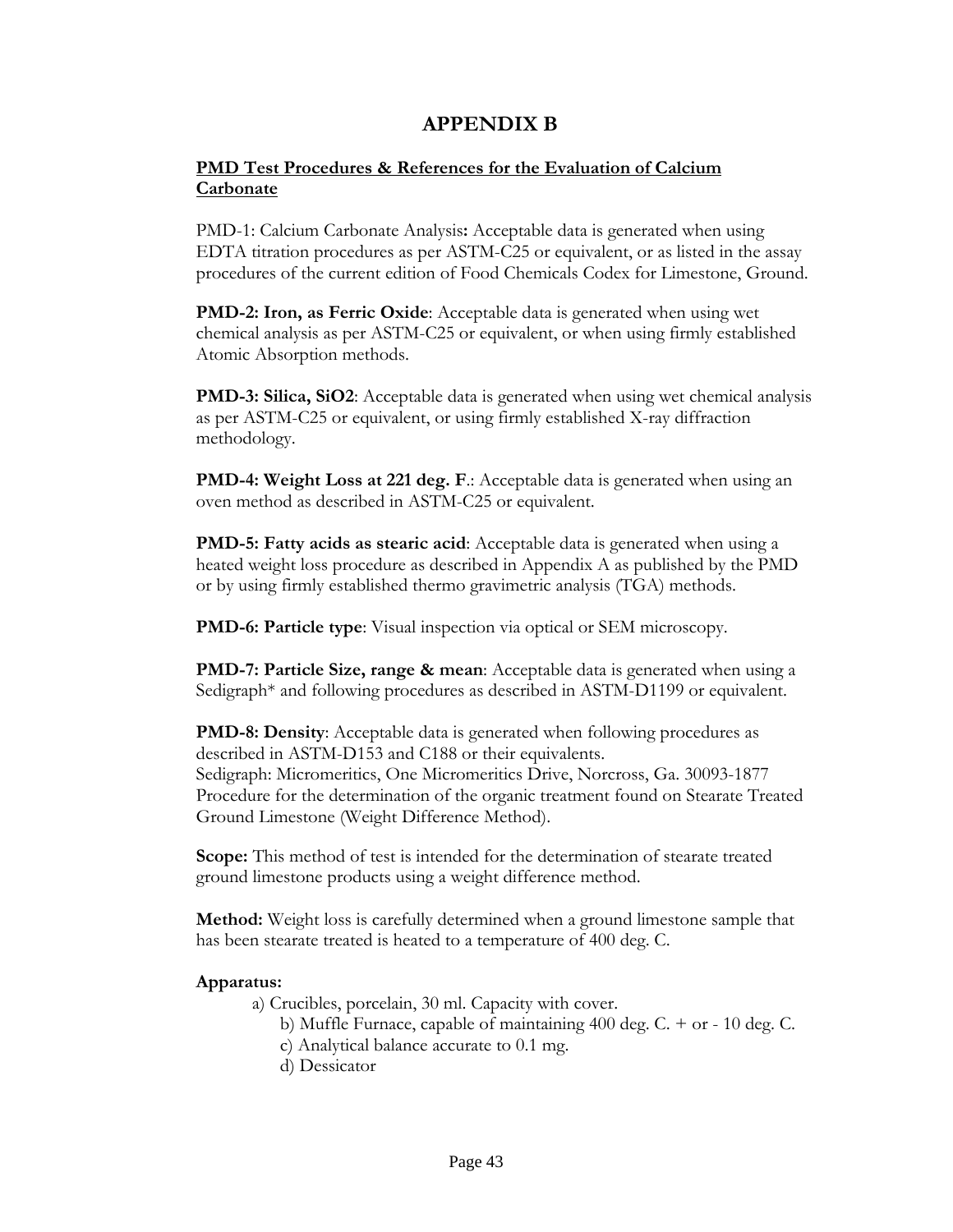# APPENDIX B

**PMD Test Procedures & References for the Evaluation of Calcium Carbonate**

PMD-1: Calcium Carbonate Analysis**:** Acceptable data is generated when using EDTA titration procedures as per ASTM-C25 or equivalent, or as listed in the assay procedures of the current edition of Food Chemicals Codex for Limestone, Ground.

**PMD-2: Iron, as Ferric Oxide**: Acceptable data is generated when using wet chemical analysis as per ASTM-C25 or equivalent, or when using firmly established Atomic Absorption methods.

**PMD-3: Silica, SiO2**: Acceptable data is generated when using wet chemical analysis as per ASTM-C25 or equivalent, or using firmly established X-ray diffraction methodology.

**PMD-4: Weight Loss at 221 deg. F**.: Acceptable data is generated when using an oven method as described in ASTM-C25 or equivalent.

**PMD-5: Fatty acids as stearic acid**: Acceptable data is generated when using a heated weight loss procedure as described in Appendix A as published by the PMD or by using firmly established thermo gravimetric analysis (TGA) methods.

**PMD-6: Particle type**: Visual inspection via optical or SEM microscopy.

**PMD-7: Particle Size, range & mean**: Acceptable data is generated when using a Sedigraph* and following procedures as described in ASTM-D1199 or equivalent.

**PMD-8: Density**: Acceptable data is generated when following procedures as described in ASTM-D153 and C188 or their equivalents.
Sedigraph: Micromeritics, One Micromeritics Drive, Norcross, Ga. 30093-1877
Procedure for the determination of the organic treatment found on Stearate Treated Ground Limestone (Weight Difference Method).

**Scope:** This method of test is intended for the determination of stearate treated ground limestone products using a weight difference method.

**Method:** Weight loss is carefully determined when a ground limestone sample that has been stearate treated is heated to a temperature of 400 deg. C.

**Apparatus:**

a) Crucibles, porcelain, 30 ml. Capacity with cover.
b) Muffle Furnace, capable of maintaining 400 deg. C. + or - 10 deg. C.
c) Analytical balance accurate to 0.1 mg.
d) Dessicator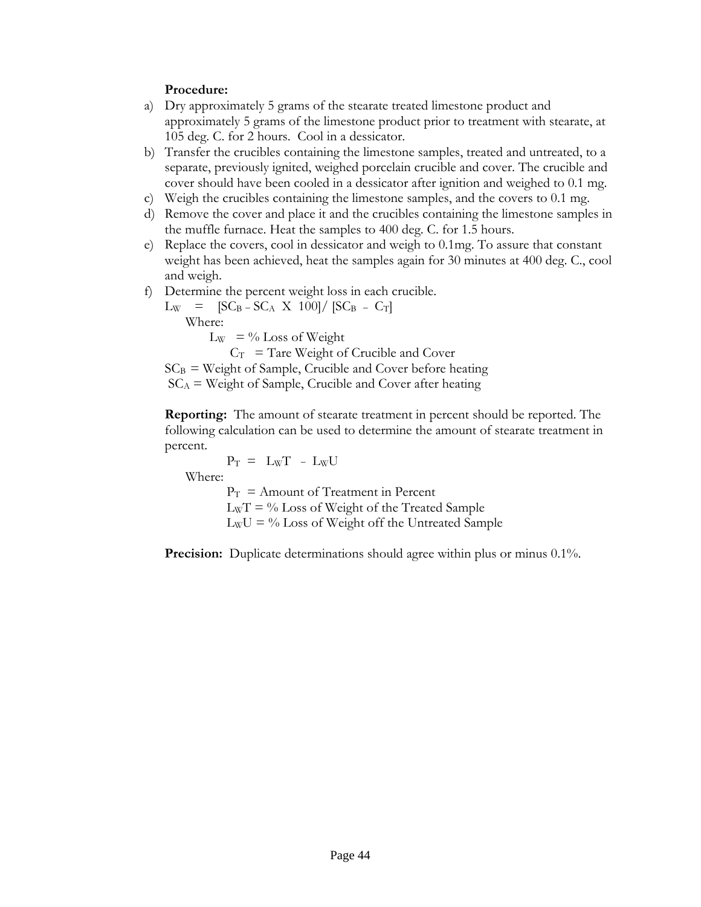**Procedure:**

a) Dry approximately 5 grams of the stearate treated limestone product and approximately 5 grams of the limestone product prior to treatment with stearate, at 105 deg. C. for 2 hours. Cool in a dessicator.

b) Transfer the crucibles containing the limestone samples, treated and untreated, to a separate, previously ignited, weighed porcelain crucible and cover. The crucible and cover should have been cooled in a dessicator after ignition and weighed to 0.1 mg.

c) Weigh the crucibles containing the limestone samples, and the covers to 0.1 mg.

d) Remove the cover and place it and the crucibles containing the limestone samples in the muffle furnace. Heat the samples to 400 deg. C. for 1.5 hours.

e) Replace the covers, cool in dessicator and weigh to 0.1mg. To assure that constant weight has been achieved, heat the samples again for 30 minutes at 400 deg. C., cool and weigh.

f) Determine the percent weight loss in each crucible.

$L_W = [SC_B - SC_A \text{ X } 100] / [SC_B - C_T]$

Where:

$L_W$ = % Loss of Weight

$C_T$ = Tare Weight of Crucible and Cover

$SC_B$ = Weight of Sample, Crucible and Cover before heating

$SC_A$ = Weight of Sample, Crucible and Cover after heating

**Reporting:** The amount of stearate treatment in percent should be reported. The following calculation can be used to determine the amount of stearate treatment in percent.

$P_T = L_WT - L_WU$

Where:

$P_T$ = Amount of Treatment in Percent

$L_WT$ = % Loss of Weight of the Treated Sample

$L_WU$ = % Loss of Weight off the Untreated Sample

**Precision:** Duplicate determinations should agree within plus or minus 0.1%.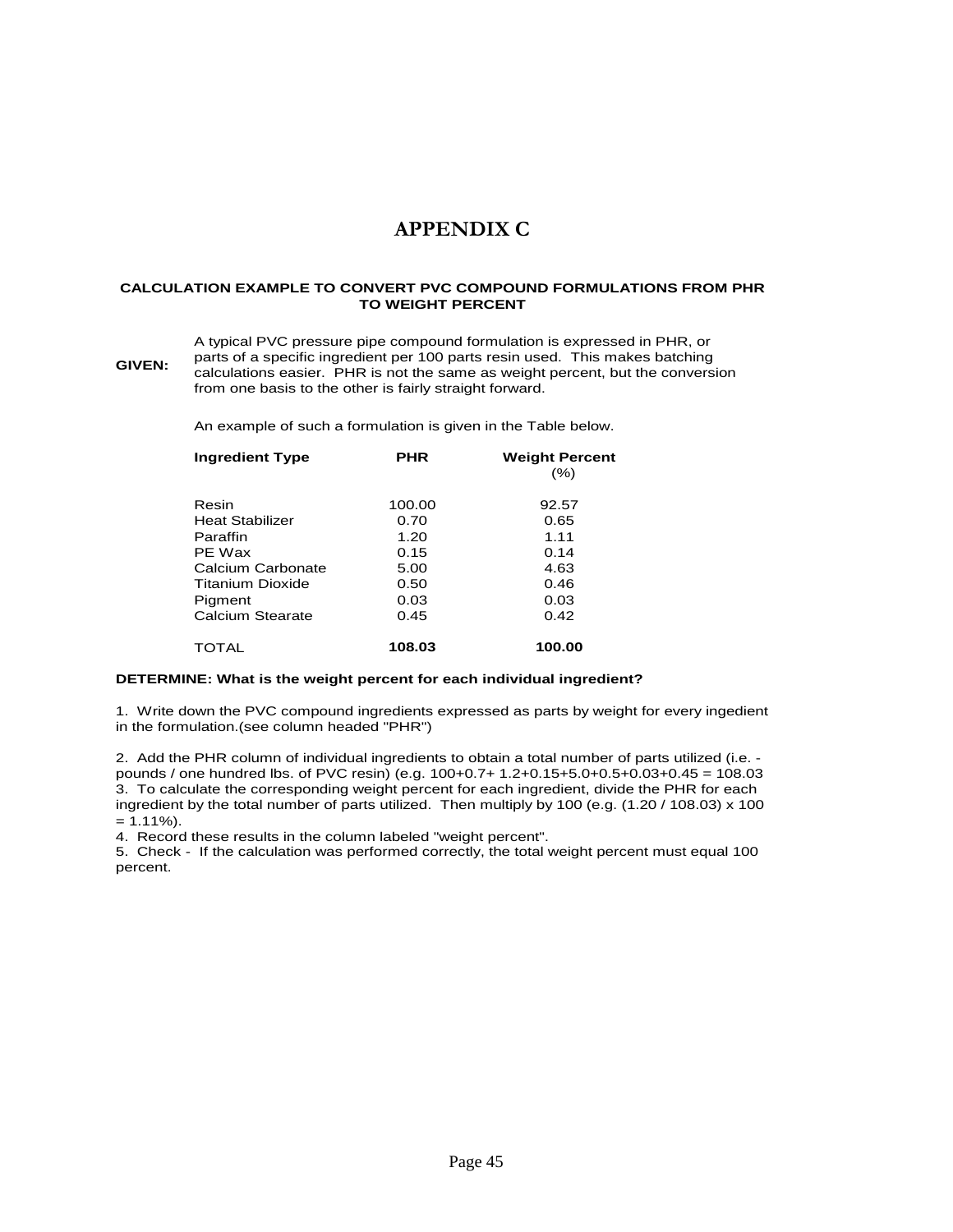# APPENDIX C

**CALCULATION EXAMPLE TO CONVERT PVC COMPOUND FORMULATIONS FROM PHR TO WEIGHT PERCENT**

**GIVEN:** A typical PVC pressure pipe compound formulation is expressed in PHR, or parts of a specific ingredient per 100 parts resin used. This makes batching calculations easier. PHR is not the same as weight percent, but the conversion from one basis to the other is fairly straight forward.

An example of such a formulation is given in the Table below.

| Ingredient Type | PHR | Weight Percent (%) |
|---|---|---|
| Resin | 100.00 | 92.57 |
| Heat Stabilizer | 0.70 | 0.65 |
| Paraffin | 1.20 | 1.11 |
| PE Wax | 0.15 | 0.14 |
| Calcium Carbonate | 5.00 | 4.63 |
| Titanium Dioxide | 0.50 | 0.46 |
| Pigment | 0.03 | 0.03 |
| Calcium Stearate | 0.45 | 0.42 |
| TOTAL | **108.03** | **100.00** |

**DETERMINE: What is the weight percent for each individual ingredient?**

1. Write down the PVC compound ingredients expressed as parts by weight for every ingedient in the formulation.(see column headed "PHR")

2. Add the PHR column of individual ingredients to obtain a total number of parts utilized (i.e. - pounds / one hundred lbs. of PVC resin) (e.g. 100+0.7+ 1.2+0.15+5.0+0.5+0.03+0.45 = 108.03
3. To calculate the corresponding weight percent for each ingredient, divide the PHR for each ingredient by the total number of parts utilized. Then multiply by 100 (e.g. (1.20 / 108.03) x 100 = 1.11%).
4. Record these results in the column labeled "weight percent".
5. Check - If the calculation was performed correctly, the total weight percent must equal 100 percent.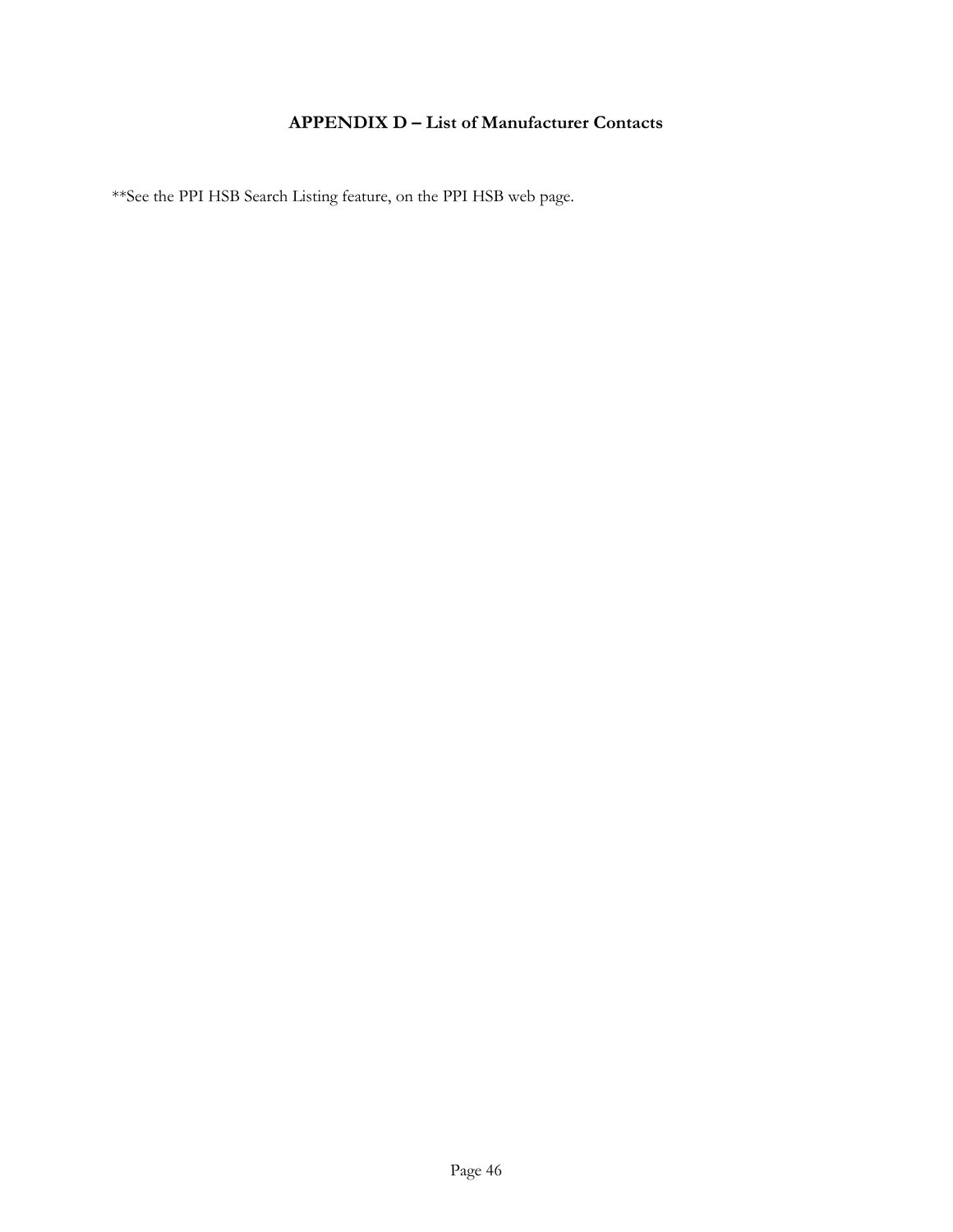# APPENDIX D – List of Manufacturer Contacts

**See the PPI HSB Search Listing feature, on the PPI HSB web page.